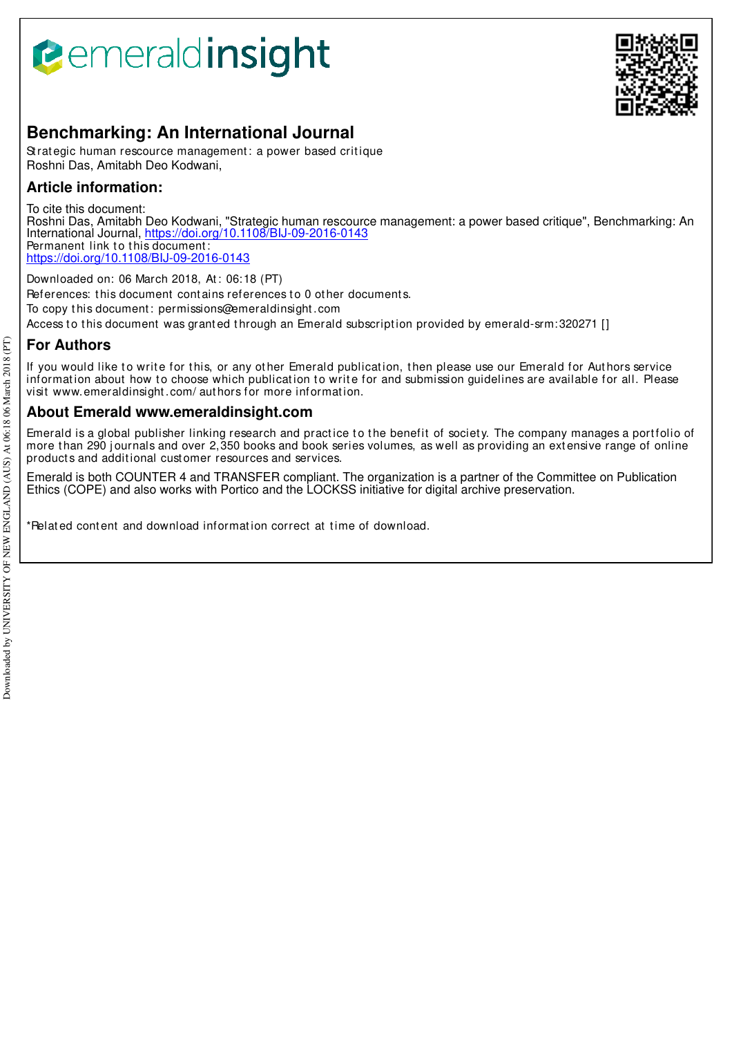# Benchmarking: An International Journal

Strategic human rescource management: a power based critique
Roshni Das, Amitabh Deo Kodwani,

## Article information:

To cite this document:
Roshni Das, Amitabh Deo Kodwani, "Strategic human rescource management: a power based critique", Benchmarking: An International Journal, https://doi.org/10.1108/BIJ-09-2016-0143
Permanent link to this document:
https://doi.org/10.1108/BIJ-09-2016-0143

Downloaded on: 06 March 2018, At: 06:18 (PT)

References: this document contains references to 0 other documents.

To copy this document: permissions@emeraldinsight.com

Access to this document was granted through an Emerald subscription provided by emerald-srm:320271 []

## For Authors

If you would like to write for this, or any other Emerald publication, then please use our Emerald for Authors service information about how to choose which publication to write for and submission guidelines are available for all. Please visit www.emeraldinsight.com/authors for more information.

## About Emerald www.emeraldinsight.com

Emerald is a global publisher linking research and practice to the benefit of society. The company manages a portfolio of more than 290 journals and over 2,350 books and book series volumes, as well as providing an extensive range of online products and additional customer resources and services.

Emerald is both COUNTER 4 and TRANSFER compliant. The organization is a partner of the Committee on Publication Ethics (COPE) and also works with Portico and the LOCKSS initiative for digital archive preservation.

*Related content and download information correct at time of download.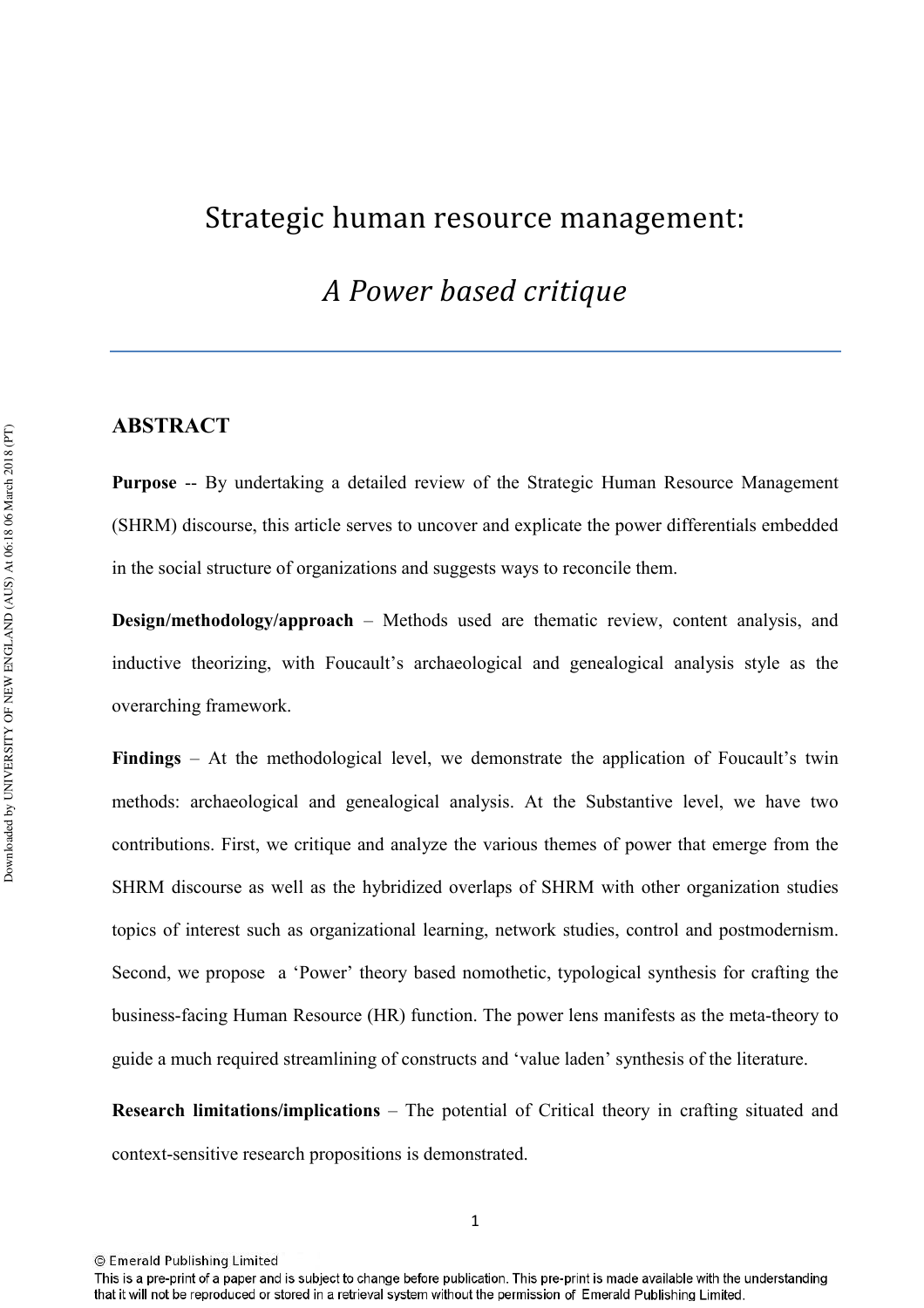# Strategic human resource management:

## *A Power based critique*

## ABSTRACT

**Purpose** -- By undertaking a detailed review of the Strategic Human Resource Management (SHRM) discourse, this article serves to uncover and explicate the power differentials embedded in the social structure of organizations and suggests ways to reconcile them.

**Design/methodology/approach** – Methods used are thematic review, content analysis, and inductive theorizing, with Foucault's archaeological and genealogical analysis style as the overarching framework.

**Findings** – At the methodological level, we demonstrate the application of Foucault's twin methods: archaeological and genealogical analysis. At the Substantive level, we have two contributions. First, we critique and analyze the various themes of power that emerge from the SHRM discourse as well as the hybridized overlaps of SHRM with other organization studies topics of interest such as organizational learning, network studies, control and postmodernism. Second, we propose a 'Power' theory based nomothetic, typological synthesis for crafting the business-facing Human Resource (HR) function. The power lens manifests as the meta-theory to guide a much required streamlining of constructs and 'value laden' synthesis of the literature.

**Research limitations/implications** – The potential of Critical theory in crafting situated and context-sensitive research propositions is demonstrated.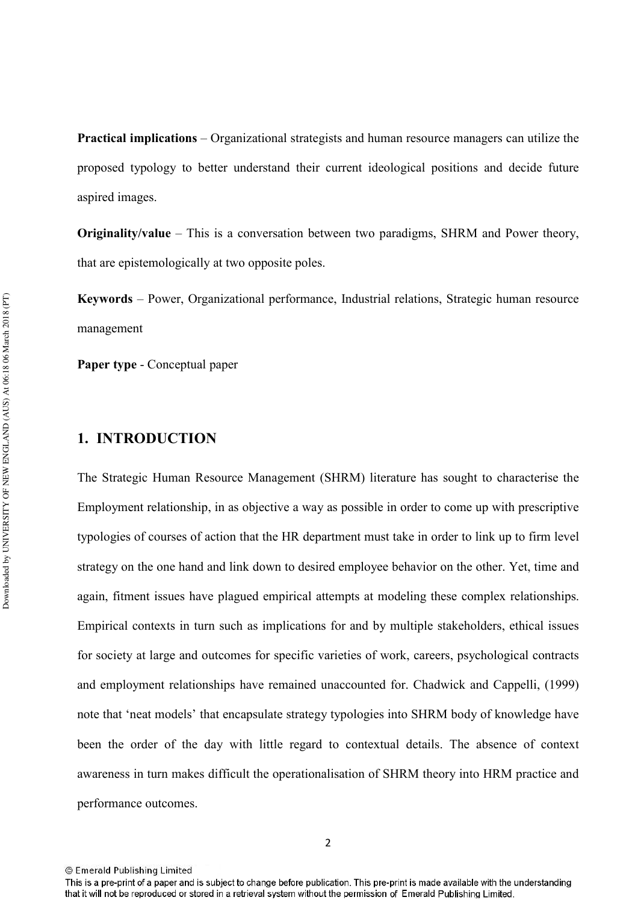**Practical implications** – Organizational strategists and human resource managers can utilize the proposed typology to better understand their current ideological positions and decide future aspired images.

**Originality/value** – This is a conversation between two paradigms, SHRM and Power theory, that are epistemologically at two opposite poles.

**Keywords** – Power, Organizational performance, Industrial relations, Strategic human resource management

**Paper type** - Conceptual paper

## 1. INTRODUCTION

The Strategic Human Resource Management (SHRM) literature has sought to characterise the Employment relationship, in as objective a way as possible in order to come up with prescriptive typologies of courses of action that the HR department must take in order to link up to firm level strategy on the one hand and link down to desired employee behavior on the other. Yet, time and again, fitment issues have plagued empirical attempts at modeling these complex relationships. Empirical contexts in turn such as implications for and by multiple stakeholders, ethical issues for society at large and outcomes for specific varieties of work, careers, psychological contracts and employment relationships have remained unaccounted for. Chadwick and Cappelli, (1999) note that 'neat models' that encapsulate strategy typologies into SHRM body of knowledge have been the order of the day with little regard to contextual details. The absence of context awareness in turn makes difficult the operationalisation of SHRM theory into HRM practice and performance outcomes.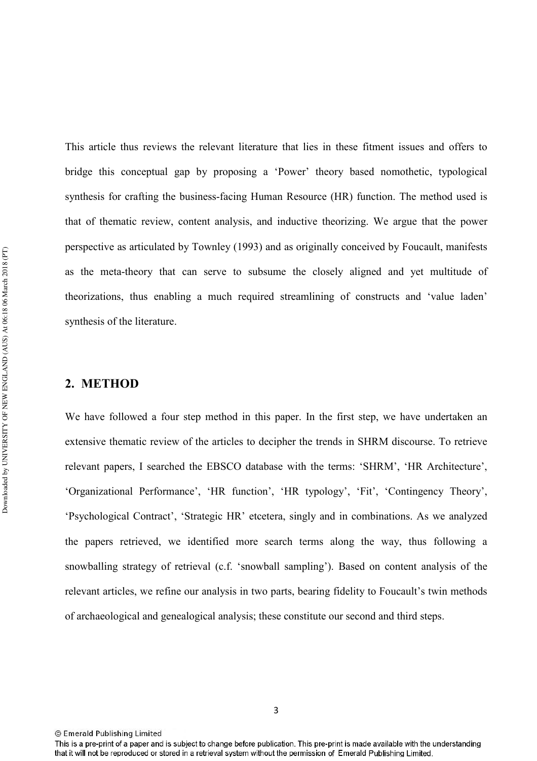This article thus reviews the relevant literature that lies in these fitment issues and offers to bridge this conceptual gap by proposing a 'Power' theory based nomothetic, typological synthesis for crafting the business-facing Human Resource (HR) function. The method used is that of thematic review, content analysis, and inductive theorizing. We argue that the power perspective as articulated by Townley (1993) and as originally conceived by Foucault, manifests as the meta-theory that can serve to subsume the closely aligned and yet multitude of theorizations, thus enabling a much required streamlining of constructs and 'value laden' synthesis of the literature.

## 2. METHOD

We have followed a four step method in this paper. In the first step, we have undertaken an extensive thematic review of the articles to decipher the trends in SHRM discourse. To retrieve relevant papers, I searched the EBSCO database with the terms: 'SHRM', 'HR Architecture', 'Organizational Performance', 'HR function', 'HR typology', 'Fit', 'Contingency Theory', 'Psychological Contract', 'Strategic HR' etcetera, singly and in combinations. As we analyzed the papers retrieved, we identified more search terms along the way, thus following a snowballing strategy of retrieval (c.f. 'snowball sampling'). Based on content analysis of the relevant articles, we refine our analysis in two parts, bearing fidelity to Foucault's twin methods of archaeological and genealogical analysis; these constitute our second and third steps.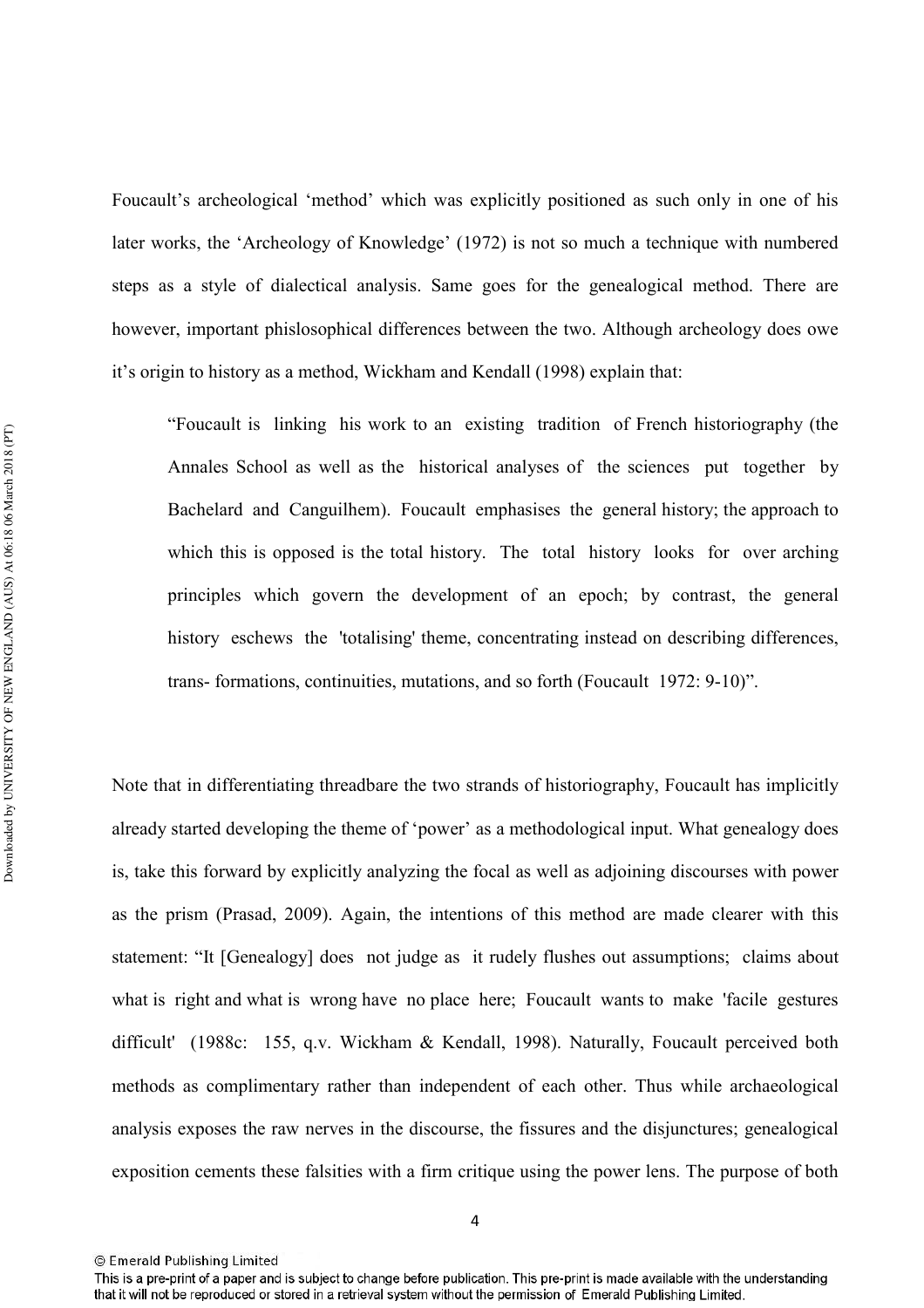Foucault's archeological 'method' which was explicitly positioned as such only in one of his later works, the 'Archeology of Knowledge' (1972) is not so much a technique with numbered steps as a style of dialectical analysis. Same goes for the genealogical method. There are however, important phislosophical differences between the two. Although archeology does owe it's origin to history as a method, Wickham and Kendall (1998) explain that:

> "Foucault is linking his work to an existing tradition of French historiography (the Annales School as well as the historical analyses of the sciences put together by Bachelard and Canguilhem). Foucault emphasises the general history; the approach to which this is opposed is the total history. The total history looks for over arching principles which govern the development of an epoch; by contrast, the general history eschews the 'totalising' theme, concentrating instead on describing differences, trans- formations, continuities, mutations, and so forth (Foucault 1972: 9-10)".

Note that in differentiating threadbare the two strands of historiography, Foucault has implicitly already started developing the theme of 'power' as a methodological input. What genealogy does is, take this forward by explicitly analyzing the focal as well as adjoining discourses with power as the prism (Prasad, 2009). Again, the intentions of this method are made clearer with this statement: "It [Genealogy] does not judge as it rudely flushes out assumptions; claims about what is right and what is wrong have no place here; Foucault wants to make 'facile gestures difficult' (1988c: 155, q.v. Wickham & Kendall, 1998). Naturally, Foucault perceived both methods as complimentary rather than independent of each other. Thus while archaeological analysis exposes the raw nerves in the discourse, the fissures and the disjunctures; genealogical exposition cements these falsities with a firm critique using the power lens. The purpose of both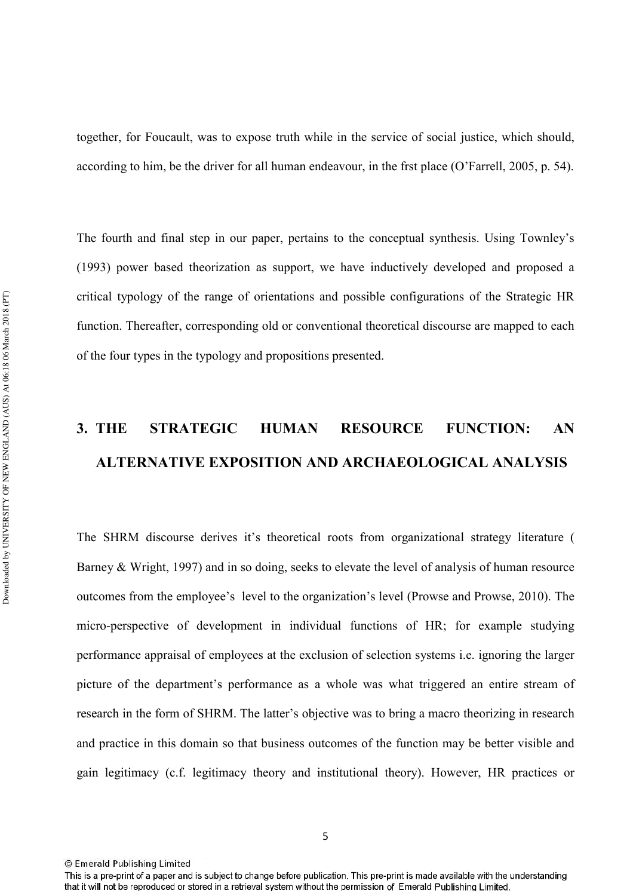together, for Foucault, was to expose truth while in the service of social justice, which should, according to him, be the driver for all human endeavour, in the frst place (O'Farrell, 2005, p. 54).

The fourth and final step in our paper, pertains to the conceptual synthesis. Using Townley's (1993) power based theorization as support, we have inductively developed and proposed a critical typology of the range of orientations and possible configurations of the Strategic HR function. Thereafter, corresponding old or conventional theoretical discourse are mapped to each of the four types in the typology and propositions presented.

## 3. THE STRATEGIC HUMAN RESOURCE FUNCTION: AN ALTERNATIVE EXPOSITION AND ARCHAEOLOGICAL ANALYSIS

The SHRM discourse derives it's theoretical roots from organizational strategy literature ( Barney & Wright, 1997) and in so doing, seeks to elevate the level of analysis of human resource outcomes from the employee's level to the organization's level (Prowse and Prowse, 2010). The micro-perspective of development in individual functions of HR; for example studying performance appraisal of employees at the exclusion of selection systems i.e. ignoring the larger picture of the department's performance as a whole was what triggered an entire stream of research in the form of SHRM. The latter's objective was to bring a macro theorizing in research and practice in this domain so that business outcomes of the function may be better visible and gain legitimacy (c.f. legitimacy theory and institutional theory). However, HR practices or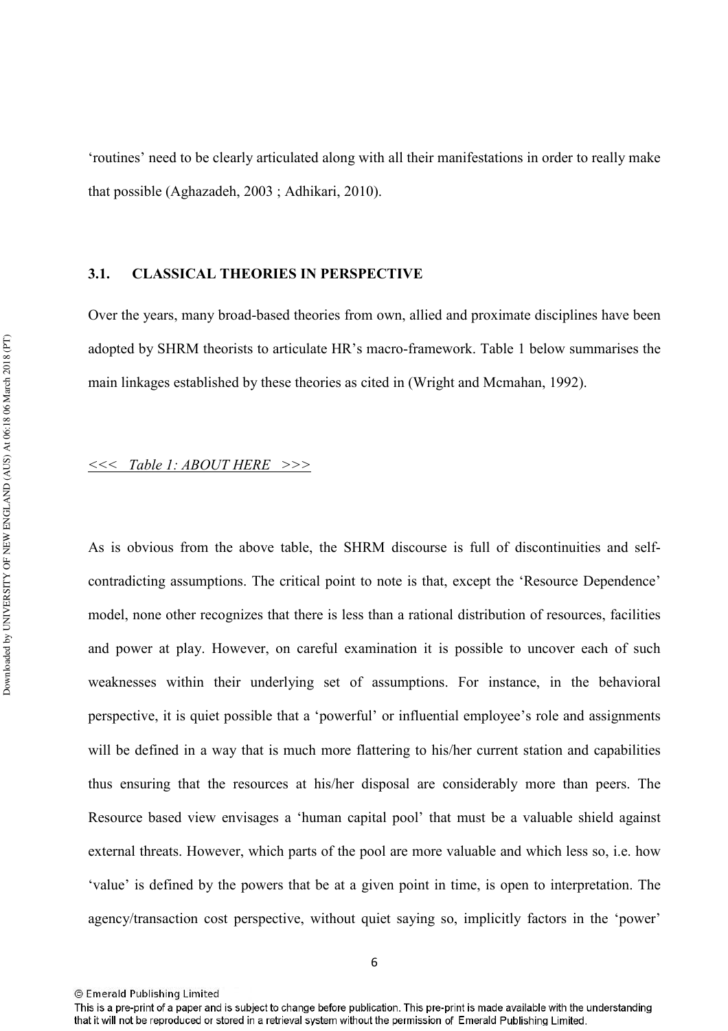'routines' need to be clearly articulated along with all their manifestations in order to really make that possible (Aghazadeh, 2003 ; Adhikari, 2010).

### 3.1. CLASSICAL THEORIES IN PERSPECTIVE

Over the years, many broad-based theories from own, allied and proximate disciplines have been adopted by SHRM theorists to articulate HR's macro-framework. Table 1 below summarises the main linkages established by these theories as cited in (Wright and Mcmahan, 1992).

<u>*<<< Table 1: ABOUT HERE >>>*</u>

As is obvious from the above table, the SHRM discourse is full of discontinuities and self-contradicting assumptions. The critical point to note is that, except the 'Resource Dependence' model, none other recognizes that there is less than a rational distribution of resources, facilities and power at play. However, on careful examination it is possible to uncover each of such weaknesses within their underlying set of assumptions. For instance, in the behavioral perspective, it is quiet possible that a 'powerful' or influential employee's role and assignments will be defined in a way that is much more flattering to his/her current station and capabilities thus ensuring that the resources at his/her disposal are considerably more than peers. The Resource based view envisages a 'human capital pool' that must be a valuable shield against external threats. However, which parts of the pool are more valuable and which less so, i.e. how 'value' is defined by the powers that be at a given point in time, is open to interpretation. The agency/transaction cost perspective, without quiet saying so, implicitly factors in the 'power'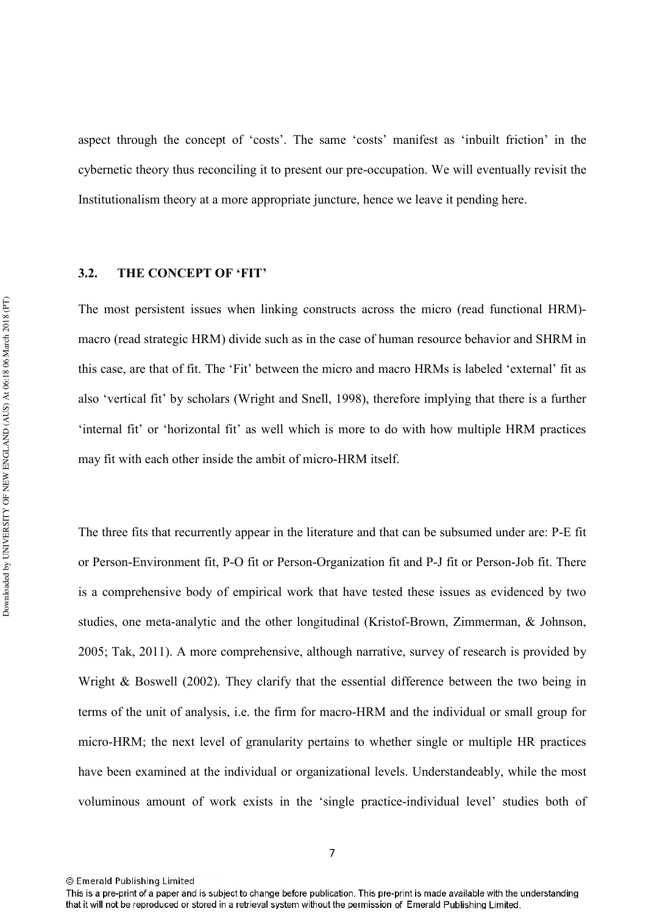aspect through the concept of 'costs'. The same 'costs' manifest as 'inbuilt friction' in the cybernetic theory thus reconciling it to present our pre-occupation. We will eventually revisit the Institutionalism theory at a more appropriate juncture, hence we leave it pending here.

## 3.2. THE CONCEPT OF 'FIT'

The most persistent issues when linking constructs across the micro (read functional HRM)-macro (read strategic HRM) divide such as in the case of human resource behavior and SHRM in this case, are that of fit. The 'Fit' between the micro and macro HRMs is labeled 'external' fit as also 'vertical fit' by scholars (Wright and Snell, 1998), therefore implying that there is a further 'internal fit' or 'horizontal fit' as well which is more to do with how multiple HRM practices may fit with each other inside the ambit of micro-HRM itself.

The three fits that recurrently appear in the literature and that can be subsumed under are: P-E fit or Person-Environment fit, P-O fit or Person-Organization fit and P-J fit or Person-Job fit. There is a comprehensive body of empirical work that have tested these issues as evidenced by two studies, one meta-analytic and the other longitudinal (Kristof-Brown, Zimmerman, & Johnson, 2005; Tak, 2011). A more comprehensive, although narrative, survey of research is provided by Wright & Boswell (2002). They clarify that the essential difference between the two being in terms of the unit of analysis, i.e. the firm for macro-HRM and the individual or small group for micro-HRM; the next level of granularity pertains to whether single or multiple HR practices have been examined at the individual or organizational levels. Understandeably, while the most voluminous amount of work exists in the 'single practice-individual level' studies both of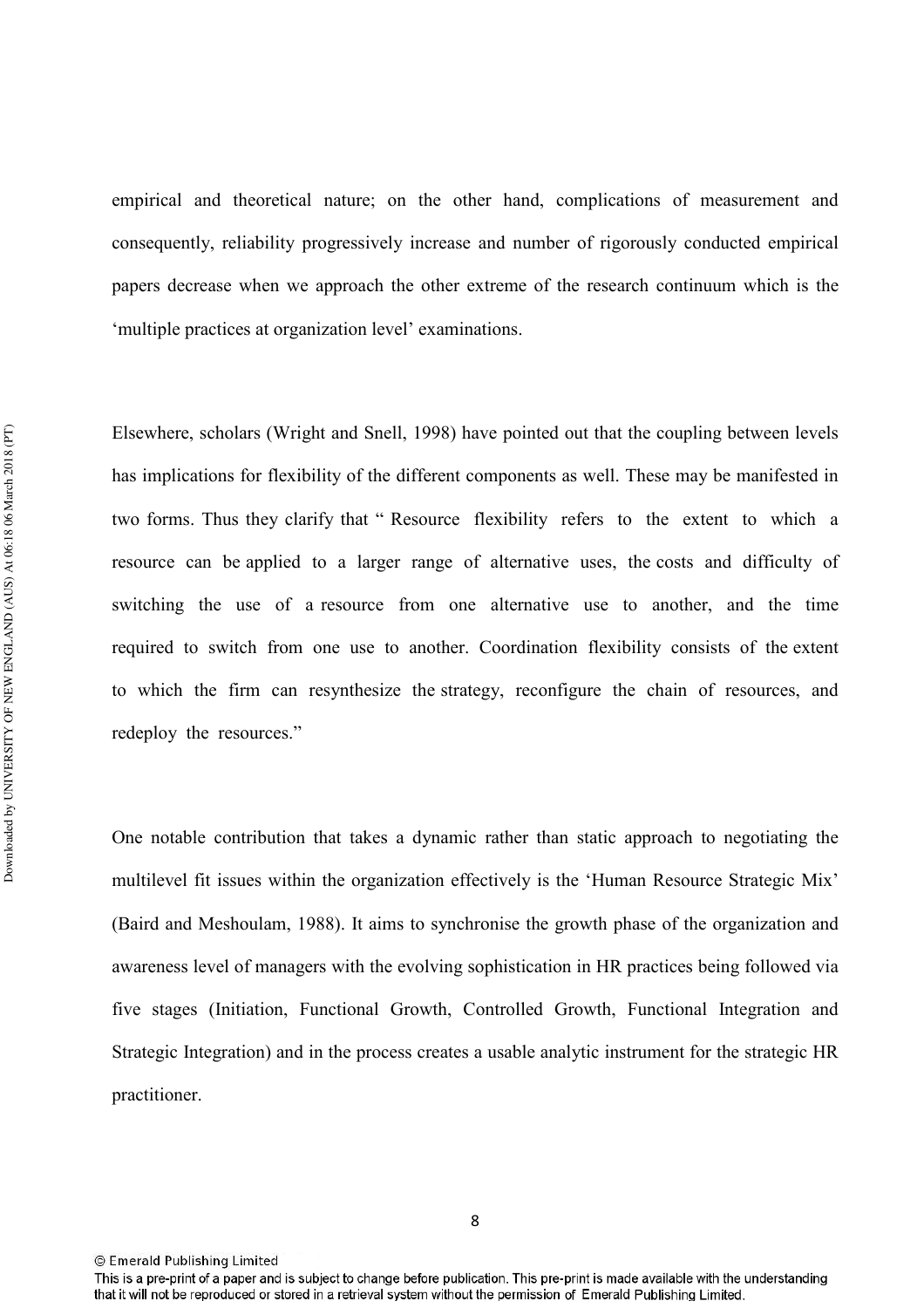empirical and theoretical nature; on the other hand, complications of measurement and consequently, reliability progressively increase and number of rigorously conducted empirical papers decrease when we approach the other extreme of the research continuum which is the 'multiple practices at organization level' examinations.

Elsewhere, scholars (Wright and Snell, 1998) have pointed out that the coupling between levels has implications for flexibility of the different components as well. These may be manifested in two forms. Thus they clarify that " Resource flexibility refers to the extent to which a resource can be applied to a larger range of alternative uses, the costs and difficulty of switching the use of a resource from one alternative use to another, and the time required to switch from one use to another. Coordination flexibility consists of the extent to which the firm can resynthesize the strategy, reconfigure the chain of resources, and redeploy the resources."

One notable contribution that takes a dynamic rather than static approach to negotiating the multilevel fit issues within the organization effectively is the 'Human Resource Strategic Mix' (Baird and Meshoulam, 1988). It aims to synchronise the growth phase of the organization and awareness level of managers with the evolving sophistication in HR practices being followed via five stages (Initiation, Functional Growth, Controlled Growth, Functional Integration and Strategic Integration) and in the process creates a usable analytic instrument for the strategic HR practitioner.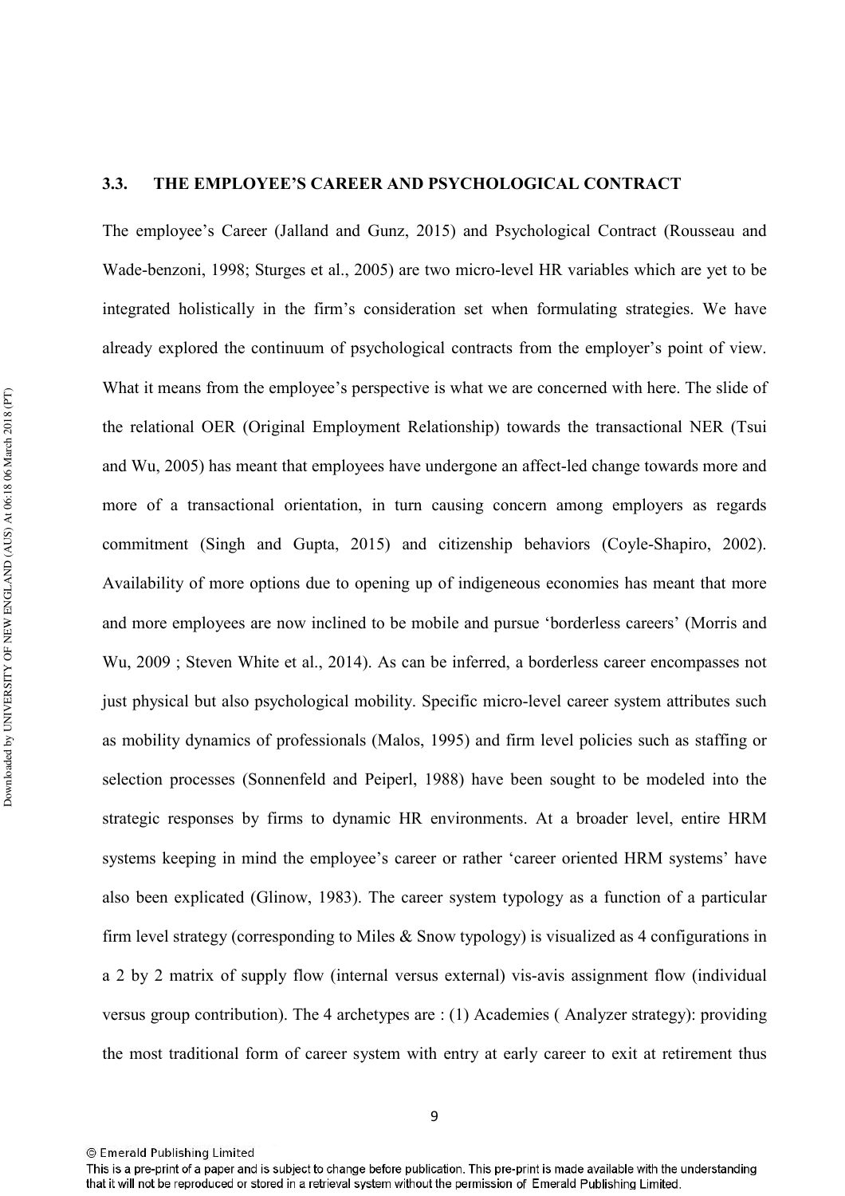### 3.3. THE EMPLOYEE'S CAREER AND PSYCHOLOGICAL CONTRACT

The employee's Career (Jalland and Gunz, 2015) and Psychological Contract (Rousseau and Wade-benzoni, 1998; Sturges et al., 2005) are two micro-level HR variables which are yet to be integrated holistically in the firm's consideration set when formulating strategies. We have already explored the continuum of psychological contracts from the employer's point of view. What it means from the employee's perspective is what we are concerned with here. The slide of the relational OER (Original Employment Relationship) towards the transactional NER (Tsui and Wu, 2005) has meant that employees have undergone an affect-led change towards more and more of a transactional orientation, in turn causing concern among employers as regards commitment (Singh and Gupta, 2015) and citizenship behaviors (Coyle-Shapiro, 2002). Availability of more options due to opening up of indigeneous economies has meant that more and more employees are now inclined to be mobile and pursue 'borderless careers' (Morris and Wu, 2009 ; Steven White et al., 2014). As can be inferred, a borderless career encompasses not just physical but also psychological mobility. Specific micro-level career system attributes such as mobility dynamics of professionals (Malos, 1995) and firm level policies such as staffing or selection processes (Sonnenfeld and Peiperl, 1988) have been sought to be modeled into the strategic responses by firms to dynamic HR environments. At a broader level, entire HRM systems keeping in mind the employee's career or rather 'career oriented HRM systems' have also been explicated (Glinow, 1983). The career system typology as a function of a particular firm level strategy (corresponding to Miles & Snow typology) is visualized as 4 configurations in a 2 by 2 matrix of supply flow (internal versus external) vis-avis assignment flow (individual versus group contribution). The 4 archetypes are : (1) Academies ( Analyzer strategy): providing the most traditional form of career system with entry at early career to exit at retirement thus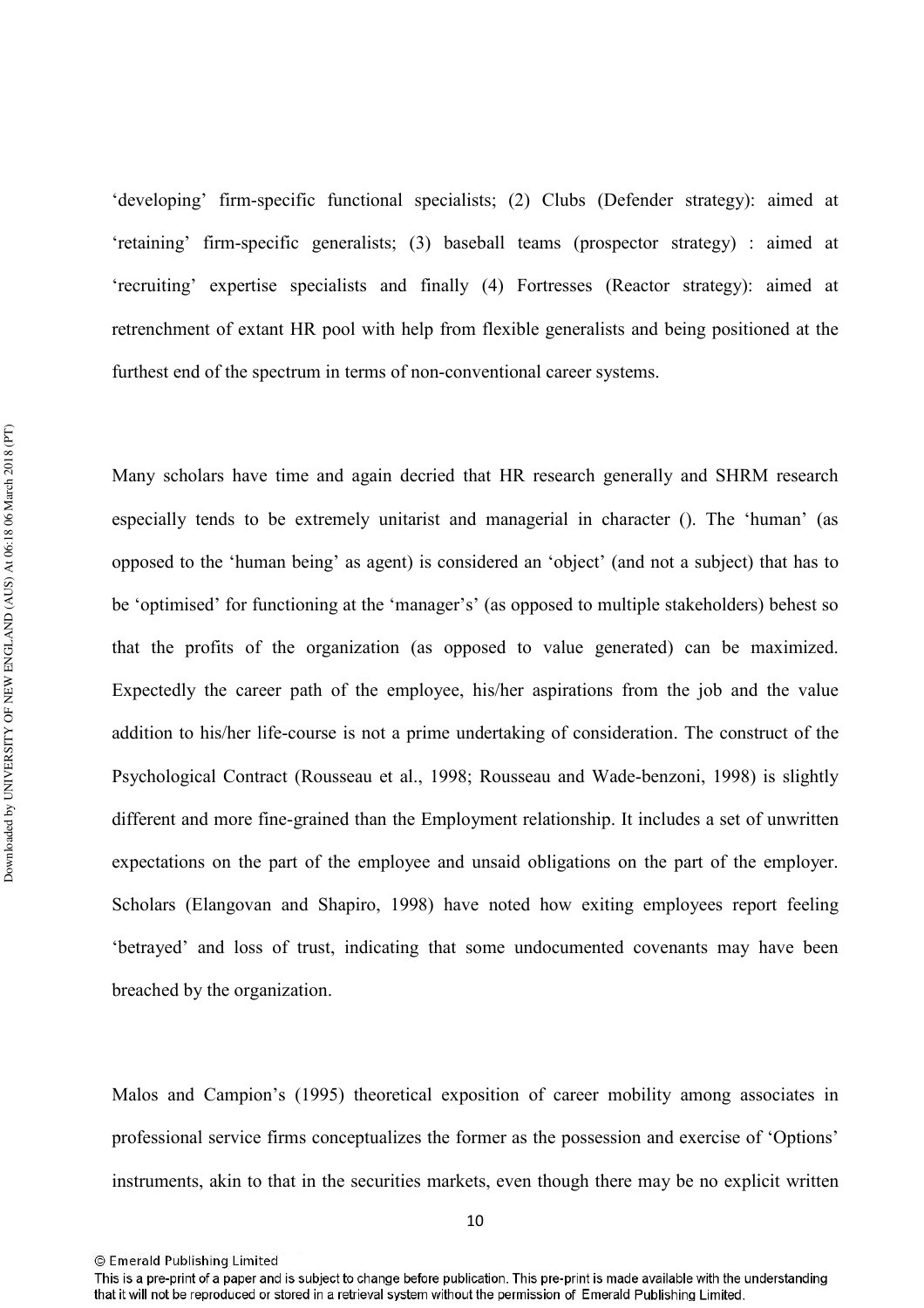‘developing’ firm-specific functional specialists; (2) Clubs (Defender strategy): aimed at ‘retaining’ firm-specific generalists; (3) baseball teams (prospector strategy) : aimed at ‘recruiting’ expertise specialists and finally (4) Fortresses (Reactor strategy): aimed at retrenchment of extant HR pool with help from flexible generalists and being positioned at the furthest end of the spectrum in terms of non-conventional career systems.

Many scholars have time and again decried that HR research generally and SHRM research especially tends to be extremely unitarist and managerial in character (). The ‘human’ (as opposed to the ‘human being’ as agent) is considered an ‘object’ (and not a subject) that has to be ‘optimised’ for functioning at the ‘manager’s’ (as opposed to multiple stakeholders) behest so that the profits of the organization (as opposed to value generated) can be maximized. Expectedly the career path of the employee, his/her aspirations from the job and the value addition to his/her life-course is not a prime undertaking of consideration. The construct of the Psychological Contract (Rousseau et al., 1998; Rousseau and Wade-benzoni, 1998) is slightly different and more fine-grained than the Employment relationship. It includes a set of unwritten expectations on the part of the employee and unsaid obligations on the part of the employer. Scholars (Elangovan and Shapiro, 1998) have noted how exiting employees report feeling ‘betrayed’ and loss of trust, indicating that some undocumented covenants may have been breached by the organization.

Malos and Campion’s (1995) theoretical exposition of career mobility among associates in professional service firms conceptualizes the former as the possession and exercise of ‘Options’ instruments, akin to that in the securities markets, even though there may be no explicit written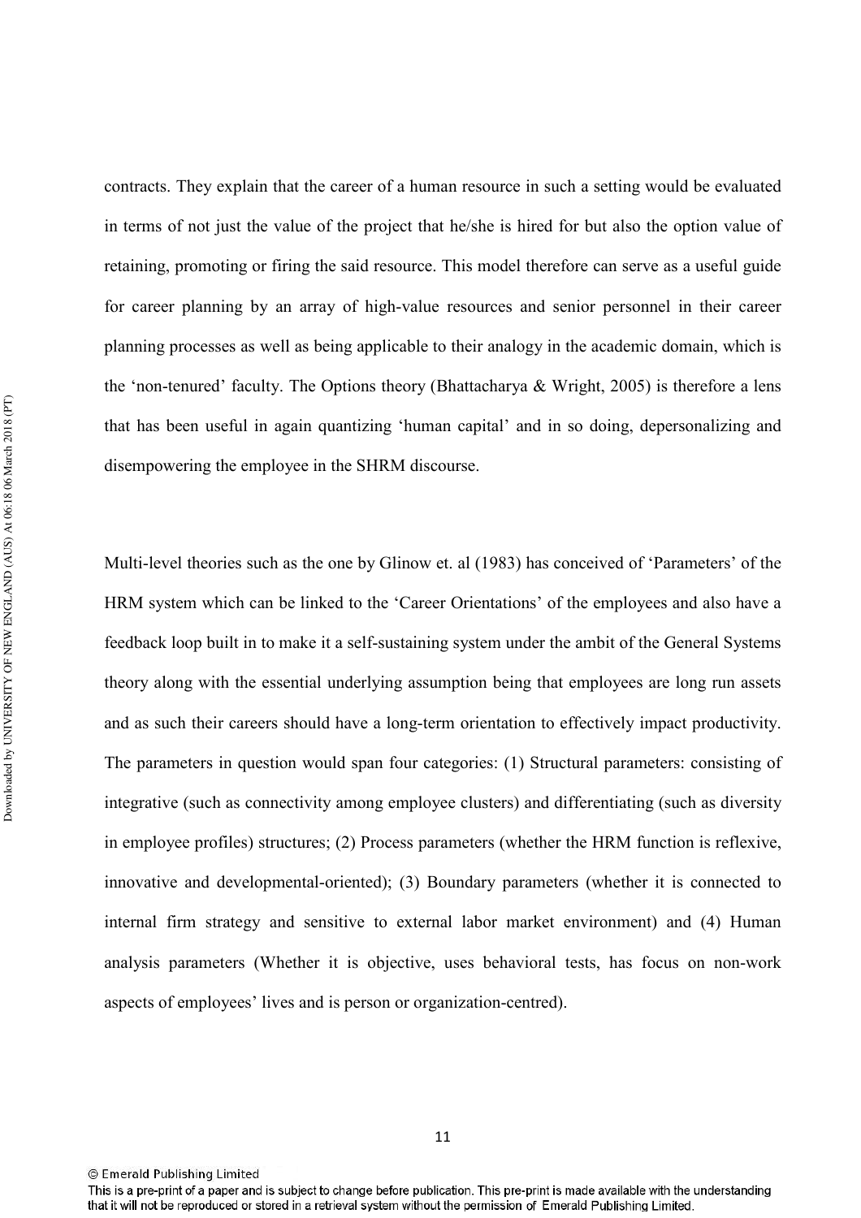contracts. They explain that the career of a human resource in such a setting would be evaluated in terms of not just the value of the project that he/she is hired for but also the option value of retaining, promoting or firing the said resource. This model therefore can serve as a useful guide for career planning by an array of high-value resources and senior personnel in their career planning processes as well as being applicable to their analogy in the academic domain, which is the 'non-tenured' faculty. The Options theory (Bhattacharya & Wright, 2005) is therefore a lens that has been useful in again quantizing 'human capital' and in so doing, depersonalizing and disempowering the employee in the SHRM discourse.

Multi-level theories such as the one by Glinow et. al (1983) has conceived of 'Parameters' of the HRM system which can be linked to the 'Career Orientations' of the employees and also have a feedback loop built in to make it a self-sustaining system under the ambit of the General Systems theory along with the essential underlying assumption being that employees are long run assets and as such their careers should have a long-term orientation to effectively impact productivity. The parameters in question would span four categories: (1) Structural parameters: consisting of integrative (such as connectivity among employee clusters) and differentiating (such as diversity in employee profiles) structures; (2) Process parameters (whether the HRM function is reflexive, innovative and developmental-oriented); (3) Boundary parameters (whether it is connected to internal firm strategy and sensitive to external labor market environment) and (4) Human analysis parameters (Whether it is objective, uses behavioral tests, has focus on non-work aspects of employees' lives and is person or organization-centred).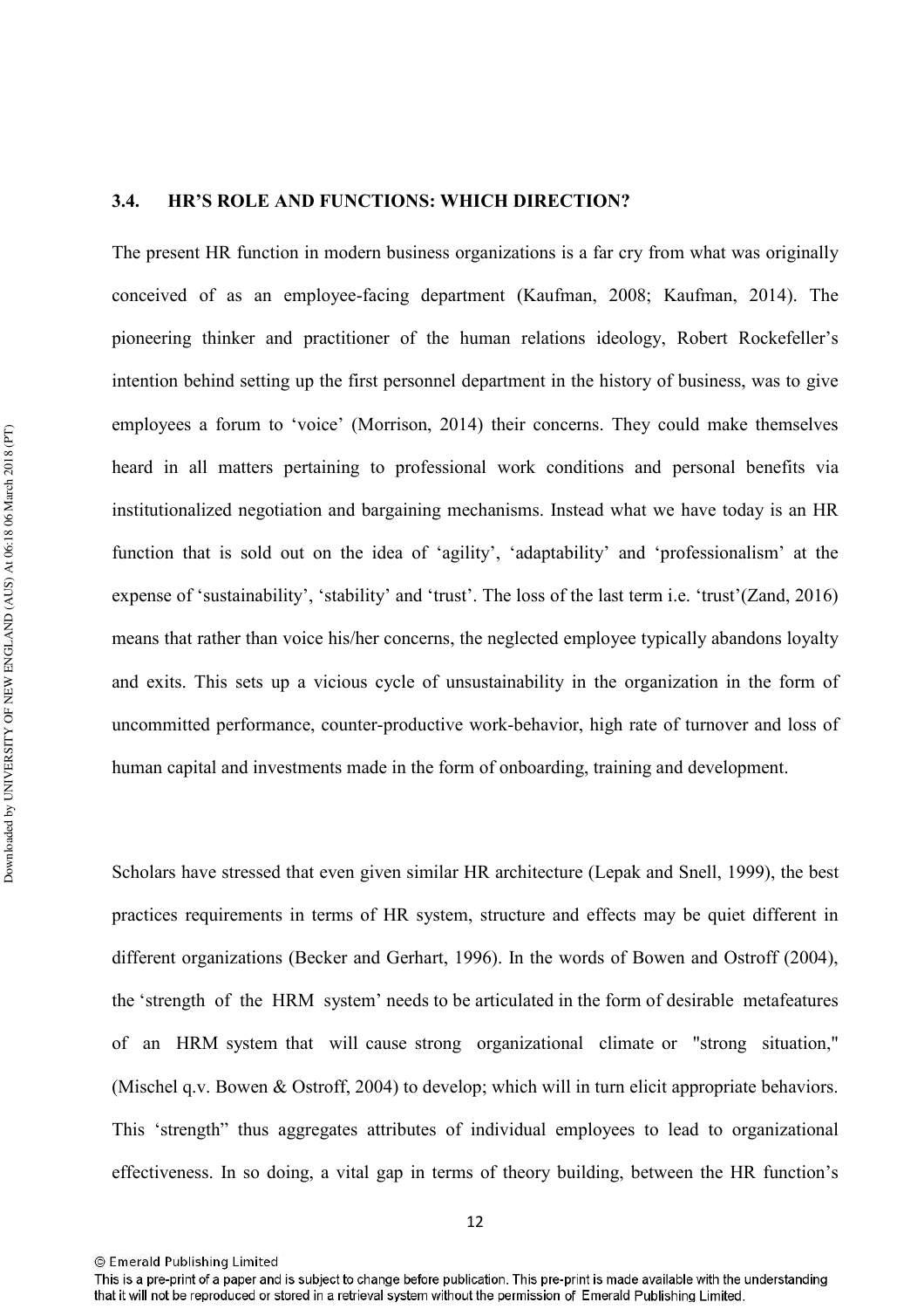### 3.4. HR'S ROLE AND FUNCTIONS: WHICH DIRECTION?

The present HR function in modern business organizations is a far cry from what was originally conceived of as an employee-facing department (Kaufman, 2008; Kaufman, 2014). The pioneering thinker and practitioner of the human relations ideology, Robert Rockefeller's intention behind setting up the first personnel department in the history of business, was to give employees a forum to 'voice' (Morrison, 2014) their concerns. They could make themselves heard in all matters pertaining to professional work conditions and personal benefits via institutionalized negotiation and bargaining mechanisms. Instead what we have today is an HR function that is sold out on the idea of 'agility', 'adaptability' and 'professionalism' at the expense of 'sustainability', 'stability' and 'trust'. The loss of the last term i.e. 'trust'(Zand, 2016) means that rather than voice his/her concerns, the neglected employee typically abandons loyalty and exits. This sets up a vicious cycle of unsustainability in the organization in the form of uncommitted performance, counter-productive work-behavior, high rate of turnover and loss of human capital and investments made in the form of onboarding, training and development.

Scholars have stressed that even given similar HR architecture (Lepak and Snell, 1999), the best practices requirements in terms of HR system, structure and effects may be quiet different in different organizations (Becker and Gerhart, 1996). In the words of Bowen and Ostroff (2004), the 'strength of the HRM system' needs to be articulated in the form of desirable metafeatures of an HRM system that will cause strong organizational climate or "strong situation," (Mischel q.v. Bowen & Ostroff, 2004) to develop; which will in turn elicit appropriate behaviors. This 'strength" thus aggregates attributes of individual employees to lead to organizational effectiveness. In so doing, a vital gap in terms of theory building, between the HR function's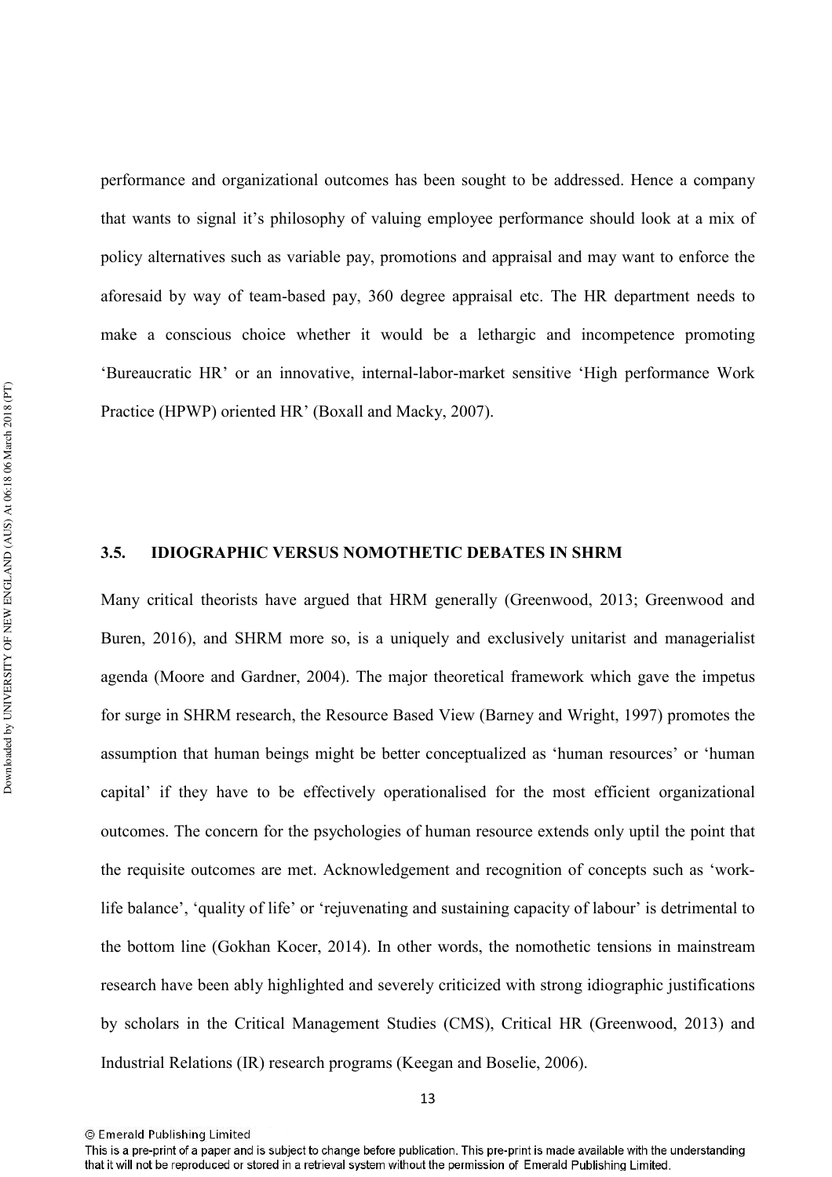performance and organizational outcomes has been sought to be addressed. Hence a company that wants to signal it's philosophy of valuing employee performance should look at a mix of policy alternatives such as variable pay, promotions and appraisal and may want to enforce the aforesaid by way of team-based pay, 360 degree appraisal etc. The HR department needs to make a conscious choice whether it would be a lethargic and incompetence promoting 'Bureaucratic HR' or an innovative, internal-labor-market sensitive 'High performance Work Practice (HPWP) oriented HR' (Boxall and Macky, 2007).

## 3.5. IDIOGRAPHIC VERSUS NOMOTHETIC DEBATES IN SHRM

Many critical theorists have argued that HRM generally (Greenwood, 2013; Greenwood and Buren, 2016), and SHRM more so, is a uniquely and exclusively unitarist and managerialist agenda (Moore and Gardner, 2004). The major theoretical framework which gave the impetus for surge in SHRM research, the Resource Based View (Barney and Wright, 1997) promotes the assumption that human beings might be better conceptualized as 'human resources' or 'human capital' if they have to be effectively operationalised for the most efficient organizational outcomes. The concern for the psychologies of human resource extends only uptil the point that the requisite outcomes are met. Acknowledgement and recognition of concepts such as 'work-life balance', 'quality of life' or 'rejuvenating and sustaining capacity of labour' is detrimental to the bottom line (Gokhan Kocer, 2014). In other words, the nomothetic tensions in mainstream research have been ably highlighted and severely criticized with strong idiographic justifications by scholars in the Critical Management Studies (CMS), Critical HR (Greenwood, 2013) and Industrial Relations (IR) research programs (Keegan and Boselie, 2006).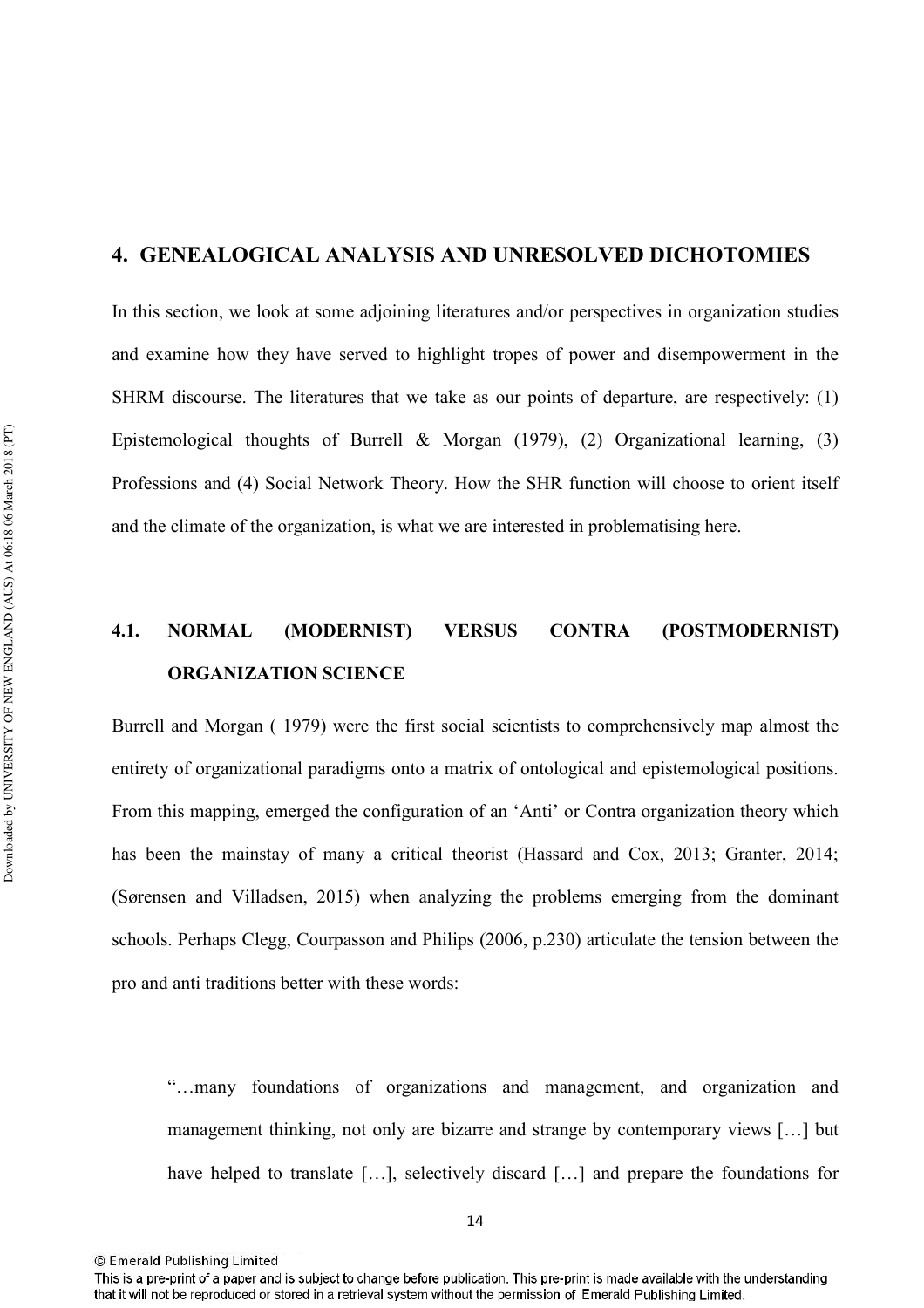## 4. GENEALOGICAL ANALYSIS AND UNRESOLVED DICHOTOMIES

In this section, we look at some adjoining literatures and/or perspectives in organization studies and examine how they have served to highlight tropes of power and disempowerment in the SHRM discourse. The literatures that we take as our points of departure, are respectively: (1) Epistemological thoughts of Burrell & Morgan (1979), (2) Organizational learning, (3) Professions and (4) Social Network Theory. How the SHR function will choose to orient itself and the climate of the organization, is what we are interested in problematising here.

### 4.1. NORMAL (MODERNIST) VERSUS CONTRA (POSTMODERNIST) ORGANIZATION SCIENCE

Burrell and Morgan ( 1979) were the first social scientists to comprehensively map almost the entirety of organizational paradigms onto a matrix of ontological and epistemological positions. From this mapping, emerged the configuration of an 'Anti' or Contra organization theory which has been the mainstay of many a critical theorist (Hassard and Cox, 2013; Granter, 2014; (Sørensen and Villadsen, 2015) when analyzing the problems emerging from the dominant schools. Perhaps Clegg, Courpasson and Philips (2006, p.230) articulate the tension between the pro and anti traditions better with these words:

> "…many foundations of organizations and management, and organization and management thinking, not only are bizarre and strange by contemporary views […] but have helped to translate […], selectively discard […] and prepare the foundations for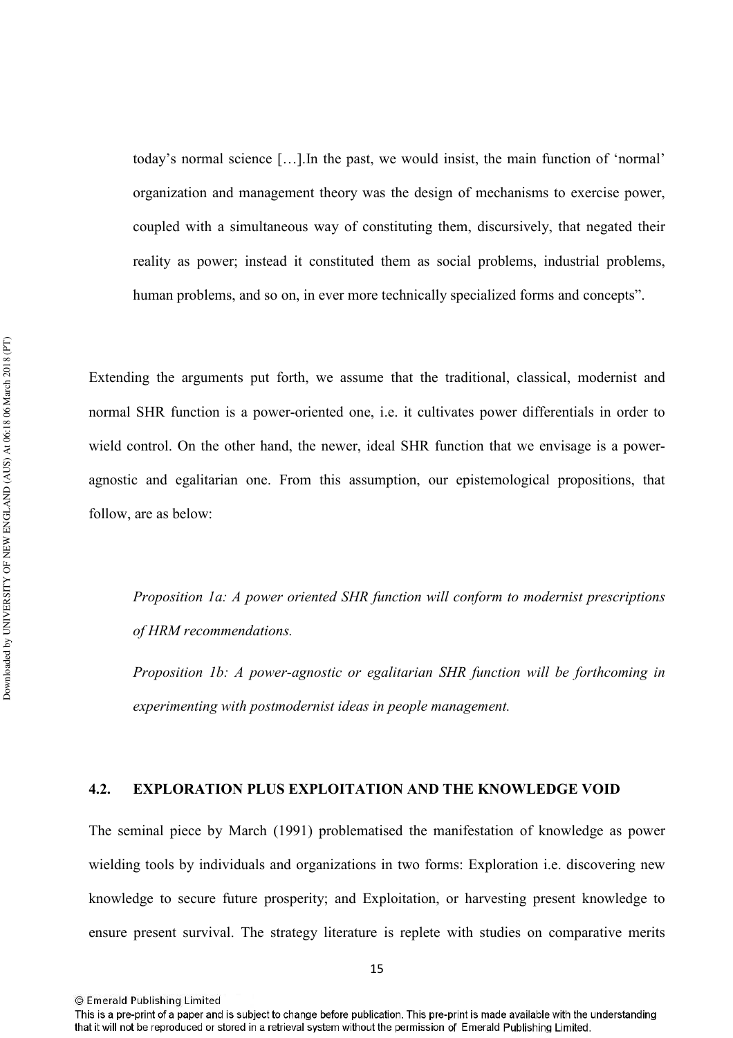today's normal science […].In the past, we would insist, the main function of 'normal' organization and management theory was the design of mechanisms to exercise power, coupled with a simultaneous way of constituting them, discursively, that negated their reality as power; instead it constituted them as social problems, industrial problems, human problems, and so on, in ever more technically specialized forms and concepts".

Extending the arguments put forth, we assume that the traditional, classical, modernist and normal SHR function is a power-oriented one, i.e. it cultivates power differentials in order to wield control. On the other hand, the newer, ideal SHR function that we envisage is a power-agnostic and egalitarian one. From this assumption, our epistemological propositions, that follow, are as below:

> *Proposition 1a: A power oriented SHR function will conform to modernist prescriptions of HRM recommendations.*
>
> *Proposition 1b: A power-agnostic or egalitarian SHR function will be forthcoming in experimenting with postmodernist ideas in people management.*

## 4.2. EXPLORATION PLUS EXPLOITATION AND THE KNOWLEDGE VOID

The seminal piece by March (1991) problematised the manifestation of knowledge as power wielding tools by individuals and organizations in two forms: Exploration i.e. discovering new knowledge to secure future prosperity; and Exploitation, or harvesting present knowledge to ensure present survival. The strategy literature is replete with studies on comparative merits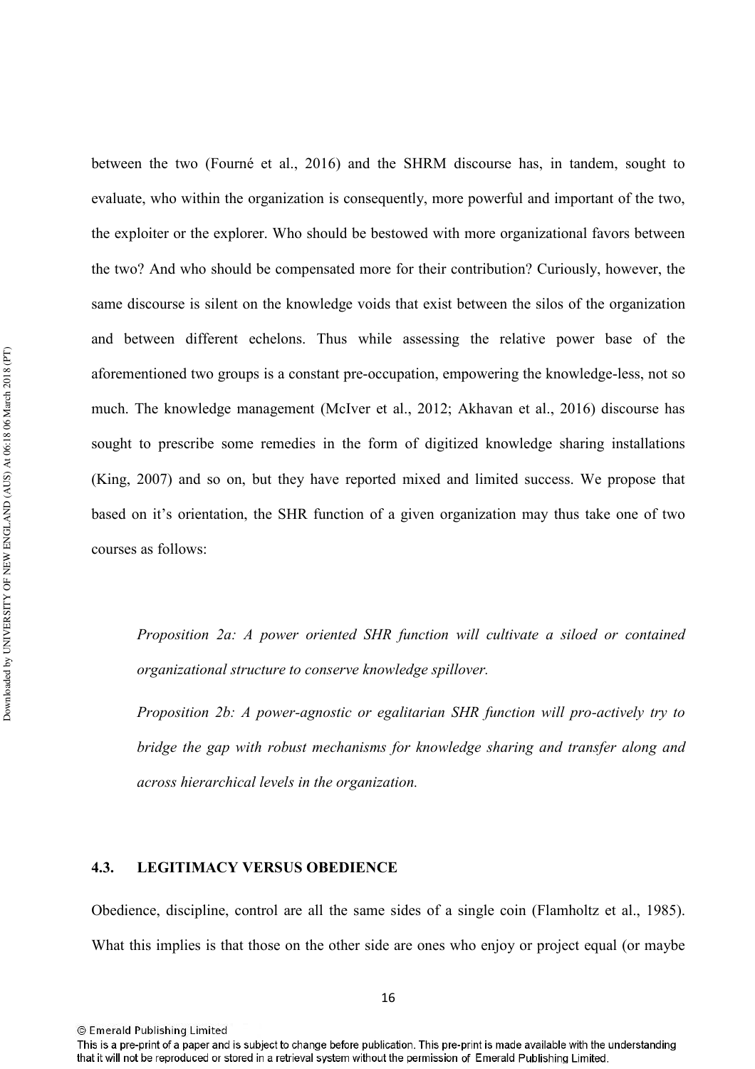between the two (Fourné et al., 2016) and the SHRM discourse has, in tandem, sought to evaluate, who within the organization is consequently, more powerful and important of the two, the exploiter or the explorer. Who should be bestowed with more organizational favors between the two? And who should be compensated more for their contribution? Curiously, however, the same discourse is silent on the knowledge voids that exist between the silos of the organization and between different echelons. Thus while assessing the relative power base of the aforementioned two groups is a constant pre-occupation, empowering the knowledge-less, not so much. The knowledge management (McIver et al., 2012; Akhavan et al., 2016) discourse has sought to prescribe some remedies in the form of digitized knowledge sharing installations (King, 2007) and so on, but they have reported mixed and limited success. We propose that based on it's orientation, the SHR function of a given organization may thus take one of two courses as follows:

*Proposition 2a: A power oriented SHR function will cultivate a siloed or contained organizational structure to conserve knowledge spillover.*

*Proposition 2b: A power-agnostic or egalitarian SHR function will pro-actively try to bridge the gap with robust mechanisms for knowledge sharing and transfer along and across hierarchical levels in the organization.*

### 4.3. LEGITIMACY VERSUS OBEDIENCE

Obedience, discipline, control are all the same sides of a single coin (Flamholtz et al., 1985). What this implies is that those on the other side are ones who enjoy or project equal (or maybe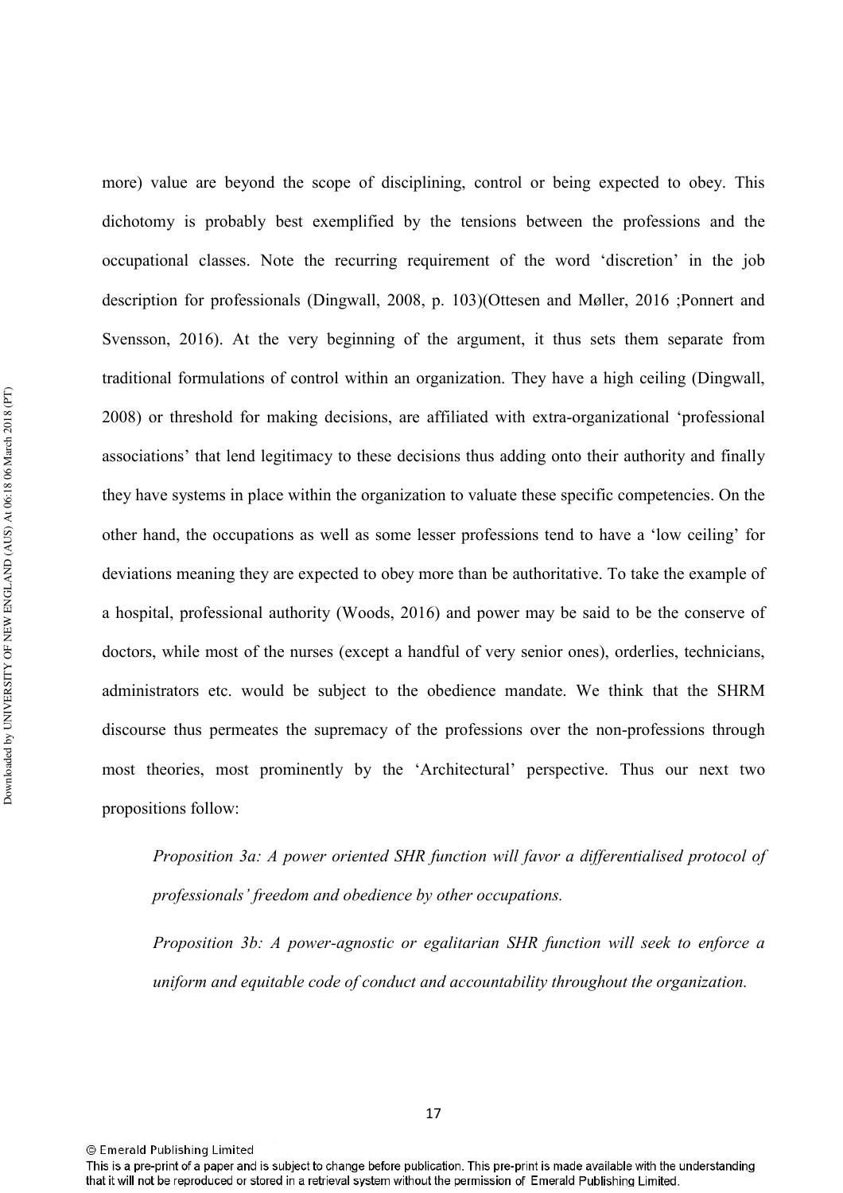more) value are beyond the scope of disciplining, control or being expected to obey. This dichotomy is probably best exemplified by the tensions between the professions and the occupational classes. Note the recurring requirement of the word 'discretion' in the job description for professionals (Dingwall, 2008, p. 103)(Ottesen and Møller, 2016 ;Ponnert and Svensson, 2016). At the very beginning of the argument, it thus sets them separate from traditional formulations of control within an organization. They have a high ceiling (Dingwall, 2008) or threshold for making decisions, are affiliated with extra-organizational 'professional associations' that lend legitimacy to these decisions thus adding onto their authority and finally they have systems in place within the organization to valuate these specific competencies. On the other hand, the occupations as well as some lesser professions tend to have a 'low ceiling' for deviations meaning they are expected to obey more than be authoritative. To take the example of a hospital, professional authority (Woods, 2016) and power may be said to be the conserve of doctors, while most of the nurses (except a handful of very senior ones), orderlies, technicians, administrators etc. would be subject to the obedience mandate. We think that the SHRM discourse thus permeates the supremacy of the professions over the non-professions through most theories, most prominently by the 'Architectural' perspective. Thus our next two propositions follow:

*Proposition 3a: A power oriented SHR function will favor a differentialised protocol of professionals' freedom and obedience by other occupations.*

*Proposition 3b: A power-agnostic or egalitarian SHR function will seek to enforce a uniform and equitable code of conduct and accountability throughout the organization.*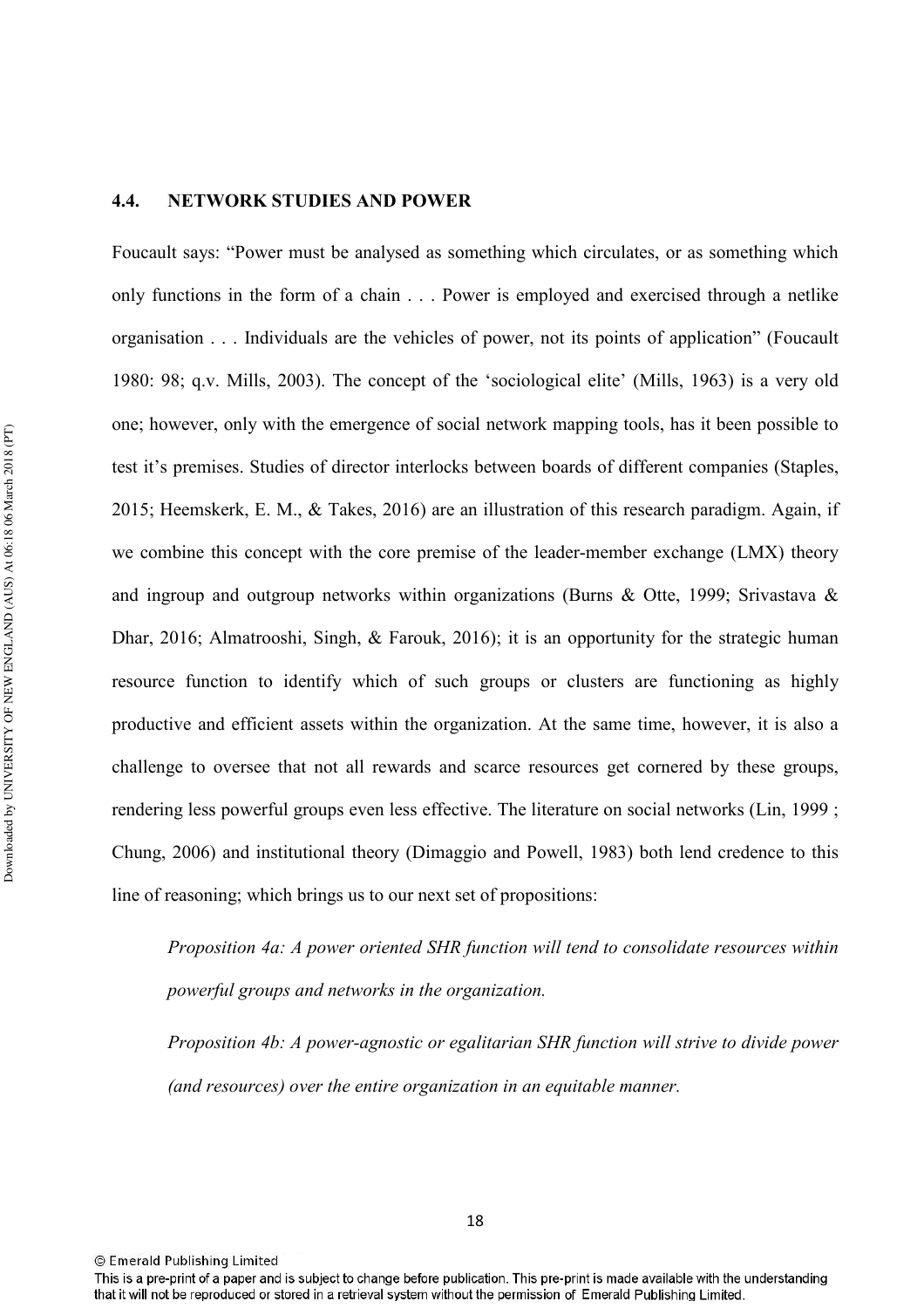## 4.4. NETWORK STUDIES AND POWER

Foucault says: “Power must be analysed as something which circulates, or as something which only functions in the form of a chain . . . Power is employed and exercised through a netlike organisation . . . Individuals are the vehicles of power, not its points of application” (Foucault 1980: 98; q.v. Mills, 2003). The concept of the ‘sociological elite’ (Mills, 1963) is a very old one; however, only with the emergence of social network mapping tools, has it been possible to test it’s premises. Studies of director interlocks between boards of different companies (Staples, 2015; Heemskerk, E. M., & Takes, 2016) are an illustration of this research paradigm. Again, if we combine this concept with the core premise of the leader-member exchange (LMX) theory and ingroup and outgroup networks within organizations (Burns & Otte, 1999; Srivastava & Dhar, 2016; Almatrooshi, Singh, & Farouk, 2016); it is an opportunity for the strategic human resource function to identify which of such groups or clusters are functioning as highly productive and efficient assets within the organization. At the same time, however, it is also a challenge to oversee that not all rewards and scarce resources get cornered by these groups, rendering less powerful groups even less effective. The literature on social networks (Lin, 1999 ; Chung, 2006) and institutional theory (Dimaggio and Powell, 1983) both lend credence to this line of reasoning; which brings us to our next set of propositions:

*Proposition 4a: A power oriented SHR function will tend to consolidate resources within powerful groups and networks in the organization.*

*Proposition 4b: A power-agnostic or egalitarian SHR function will strive to divide power (and resources) over the entire organization in an equitable manner.*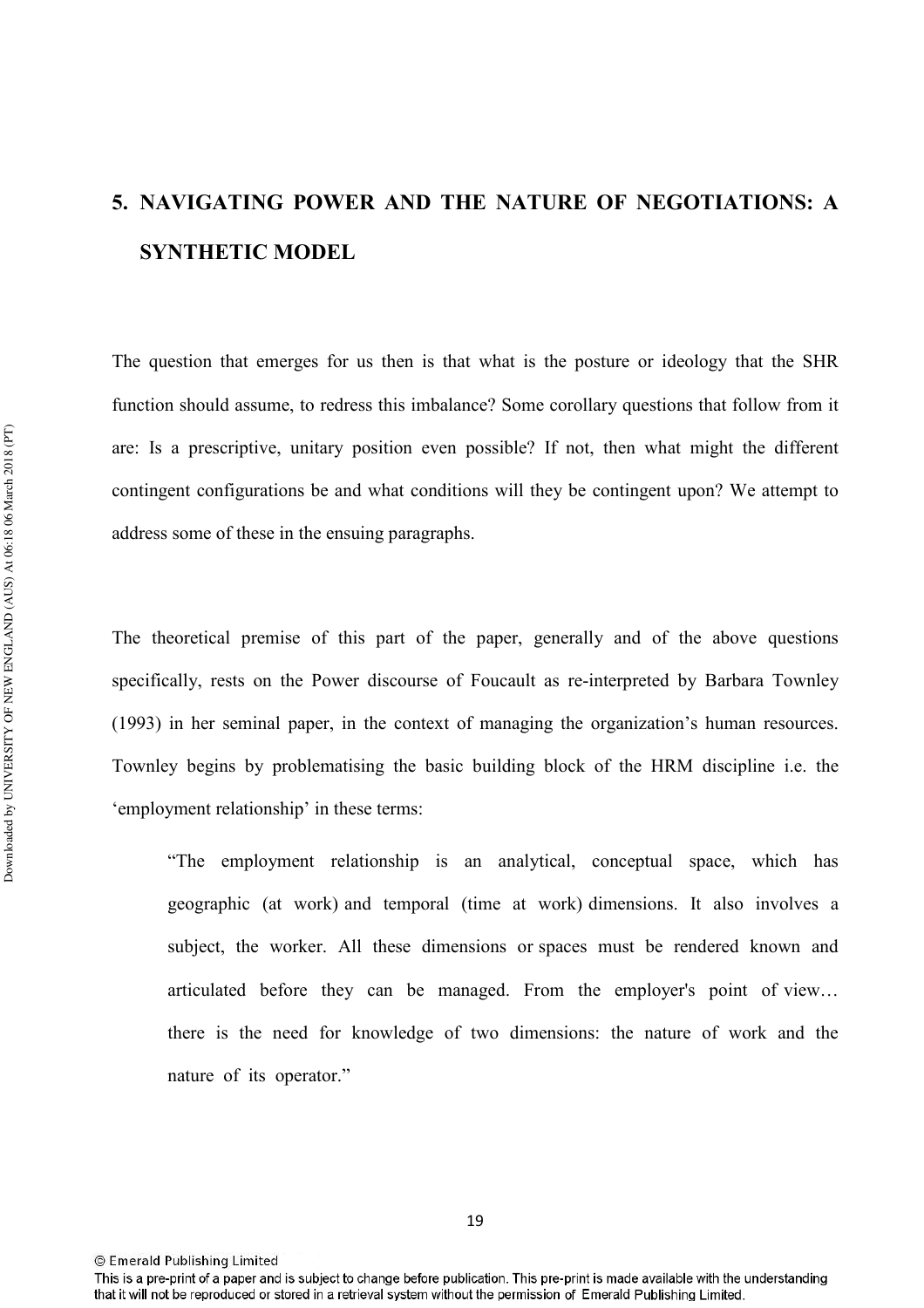## 5. NAVIGATING POWER AND THE NATURE OF NEGOTIATIONS: A SYNTHETIC MODEL

The question that emerges for us then is that what is the posture or ideology that the SHR function should assume, to redress this imbalance? Some corollary questions that follow from it are: Is a prescriptive, unitary position even possible? If not, then what might the different contingent configurations be and what conditions will they be contingent upon? We attempt to address some of these in the ensuing paragraphs.

The theoretical premise of this part of the paper, generally and of the above questions specifically, rests on the Power discourse of Foucault as re-interpreted by Barbara Townley (1993) in her seminal paper, in the context of managing the organization's human resources. Townley begins by problematising the basic building block of the HRM discipline i.e. the 'employment relationship' in these terms:

> "The employment relationship is an analytical, conceptual space, which has geographic (at work) and temporal (time at work) dimensions. It also involves a subject, the worker. All these dimensions or spaces must be rendered known and articulated before they can be managed. From the employer's point of view… there is the need for knowledge of two dimensions: the nature of work and the nature of its operator."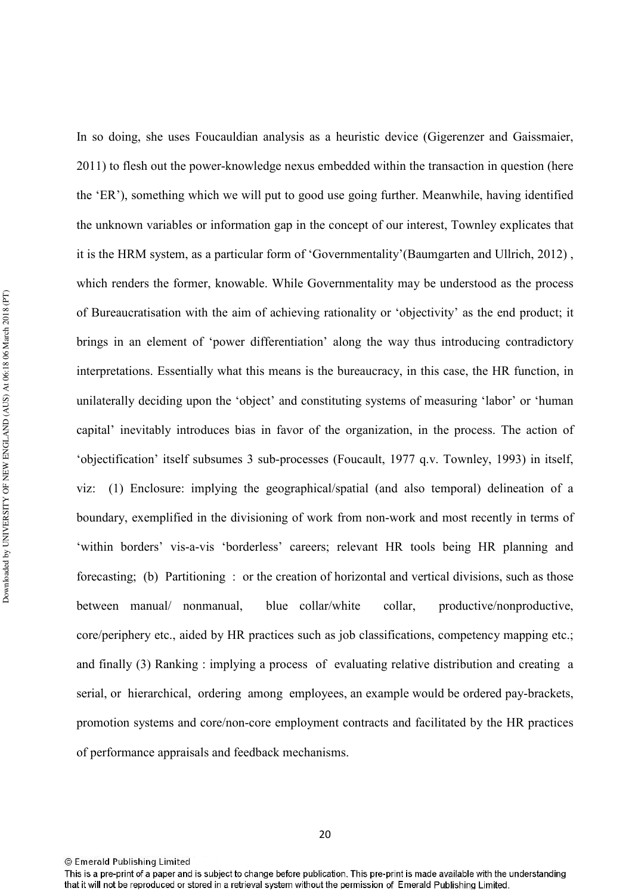In so doing, she uses Foucauldian analysis as a heuristic device (Gigerenzer and Gaissmaier, 2011) to flesh out the power-knowledge nexus embedded within the transaction in question (here the 'ER'), something which we will put to good use going further. Meanwhile, having identified the unknown variables or information gap in the concept of our interest, Townley explicates that it is the HRM system, as a particular form of 'Governmentality'(Baumgarten and Ullrich, 2012) , which renders the former, knowable. While Governmentality may be understood as the process of Bureaucratisation with the aim of achieving rationality or 'objectivity' as the end product; it brings in an element of 'power differentiation' along the way thus introducing contradictory interpretations. Essentially what this means is the bureaucracy, in this case, the HR function, in unilaterally deciding upon the 'object' and constituting systems of measuring 'labor' or 'human capital' inevitably introduces bias in favor of the organization, in the process. The action of 'objectification' itself subsumes 3 sub-processes (Foucault, 1977 q.v. Townley, 1993) in itself, viz: (1) Enclosure: implying the geographical/spatial (and also temporal) delineation of a boundary, exemplified in the divisioning of work from non-work and most recently in terms of 'within borders' vis-a-vis 'borderless' careers; relevant HR tools being HR planning and forecasting; (b) Partitioning : or the creation of horizontal and vertical divisions, such as those between manual/ nonmanual, blue collar/white collar, productive/nonproductive, core/periphery etc., aided by HR practices such as job classifications, competency mapping etc.; and finally (3) Ranking : implying a process of evaluating relative distribution and creating a serial, or hierarchical, ordering among employees, an example would be ordered pay-brackets, promotion systems and core/non-core employment contracts and facilitated by the HR practices of performance appraisals and feedback mechanisms.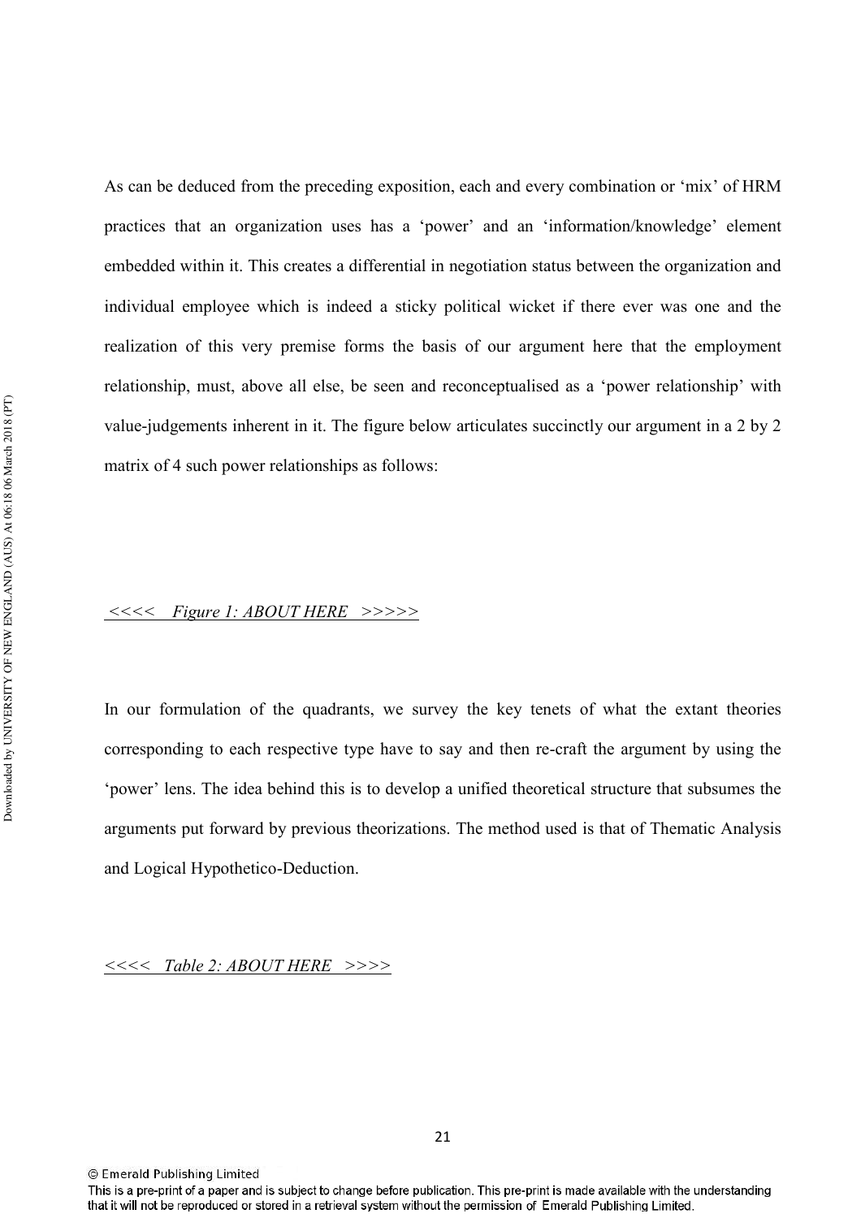As can be deduced from the preceding exposition, each and every combination or 'mix' of HRM practices that an organization uses has a 'power' and an 'information/knowledge' element embedded within it. This creates a differential in negotiation status between the organization and individual employee which is indeed a sticky political wicket if there ever was one and the realization of this very premise forms the basis of our argument here that the employment relationship, must, above all else, be seen and reconceptualised as a 'power relationship' with value-judgements inherent in it. The figure below articulates succinctly our argument in a 2 by 2 matrix of 4 such power relationships as follows:

<u>*<<<< Figure 1: ABOUT HERE >>>>>*</u>

In our formulation of the quadrants, we survey the key tenets of what the extant theories corresponding to each respective type have to say and then re-craft the argument by using the 'power' lens. The idea behind this is to develop a unified theoretical structure that subsumes the arguments put forward by previous theorizations. The method used is that of Thematic Analysis and Logical Hypothetico-Deduction.

<u>*<<<< Table 2: ABOUT HERE >>>>*</u>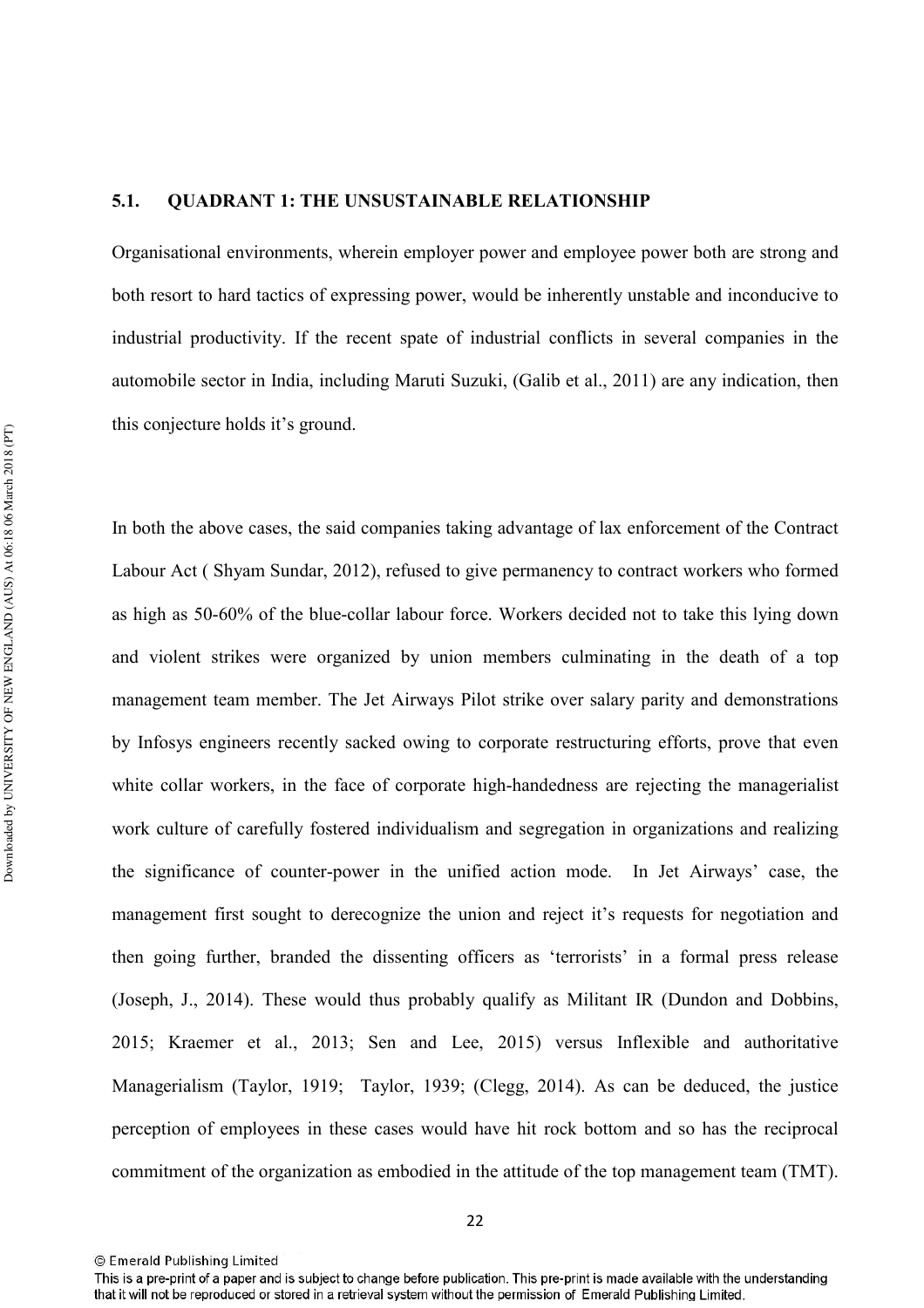## 5.1. QUADRANT 1: THE UNSUSTAINABLE RELATIONSHIP

Organisational environments, wherein employer power and employee power both are strong and both resort to hard tactics of expressing power, would be inherently unstable and inconducive to industrial productivity. If the recent spate of industrial conflicts in several companies in the automobile sector in India, including Maruti Suzuki, (Galib et al., 2011) are any indication, then this conjecture holds it's ground.

In both the above cases, the said companies taking advantage of lax enforcement of the Contract Labour Act ( Shyam Sundar, 2012), refused to give permanency to contract workers who formed as high as 50-60% of the blue-collar labour force. Workers decided not to take this lying down and violent strikes were organized by union members culminating in the death of a top management team member. The Jet Airways Pilot strike over salary parity and demonstrations by Infosys engineers recently sacked owing to corporate restructuring efforts, prove that even white collar workers, in the face of corporate high-handedness are rejecting the managerialist work culture of carefully fostered individualism and segregation in organizations and realizing the significance of counter-power in the unified action mode. In Jet Airways' case, the management first sought to derecognize the union and reject it's requests for negotiation and then going further, branded the dissenting officers as 'terrorists' in a formal press release (Joseph, J., 2014). These would thus probably qualify as Militant IR (Dundon and Dobbins, 2015; Kraemer et al., 2013; Sen and Lee, 2015) versus Inflexible and authoritative Managerialism (Taylor, 1919; Taylor, 1939; (Clegg, 2014). As can be deduced, the justice perception of employees in these cases would have hit rock bottom and so has the reciprocal commitment of the organization as embodied in the attitude of the top management team (TMT).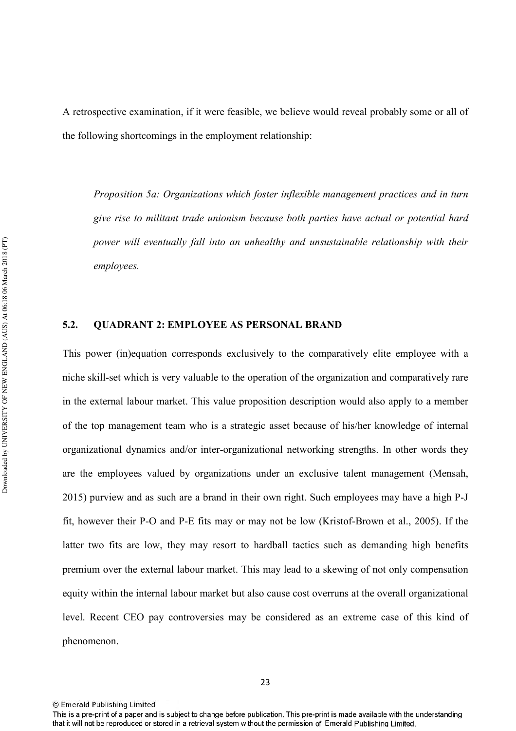A retrospective examination, if it were feasible, we believe would reveal probably some or all of the following shortcomings in the employment relationship:

*Proposition 5a: Organizations which foster inflexible management practices and in turn give rise to militant trade unionism because both parties have actual or potential hard power will eventually fall into an unhealthy and unsustainable relationship with their employees.*

## 5.2. QUADRANT 2: EMPLOYEE AS PERSONAL BRAND

This power (in)equation corresponds exclusively to the comparatively elite employee with a niche skill-set which is very valuable to the operation of the organization and comparatively rare in the external labour market. This value proposition description would also apply to a member of the top management team who is a strategic asset because of his/her knowledge of internal organizational dynamics and/or inter-organizational networking strengths. In other words they are the employees valued by organizations under an exclusive talent management (Mensah, 2015) purview and as such are a brand in their own right. Such employees may have a high P-J fit, however their P-O and P-E fits may or may not be low (Kristof-Brown et al., 2005). If the latter two fits are low, they may resort to hardball tactics such as demanding high benefits premium over the external labour market. This may lead to a skewing of not only compensation equity within the internal labour market but also cause cost overruns at the overall organizational level. Recent CEO pay controversies may be considered as an extreme case of this kind of phenomenon.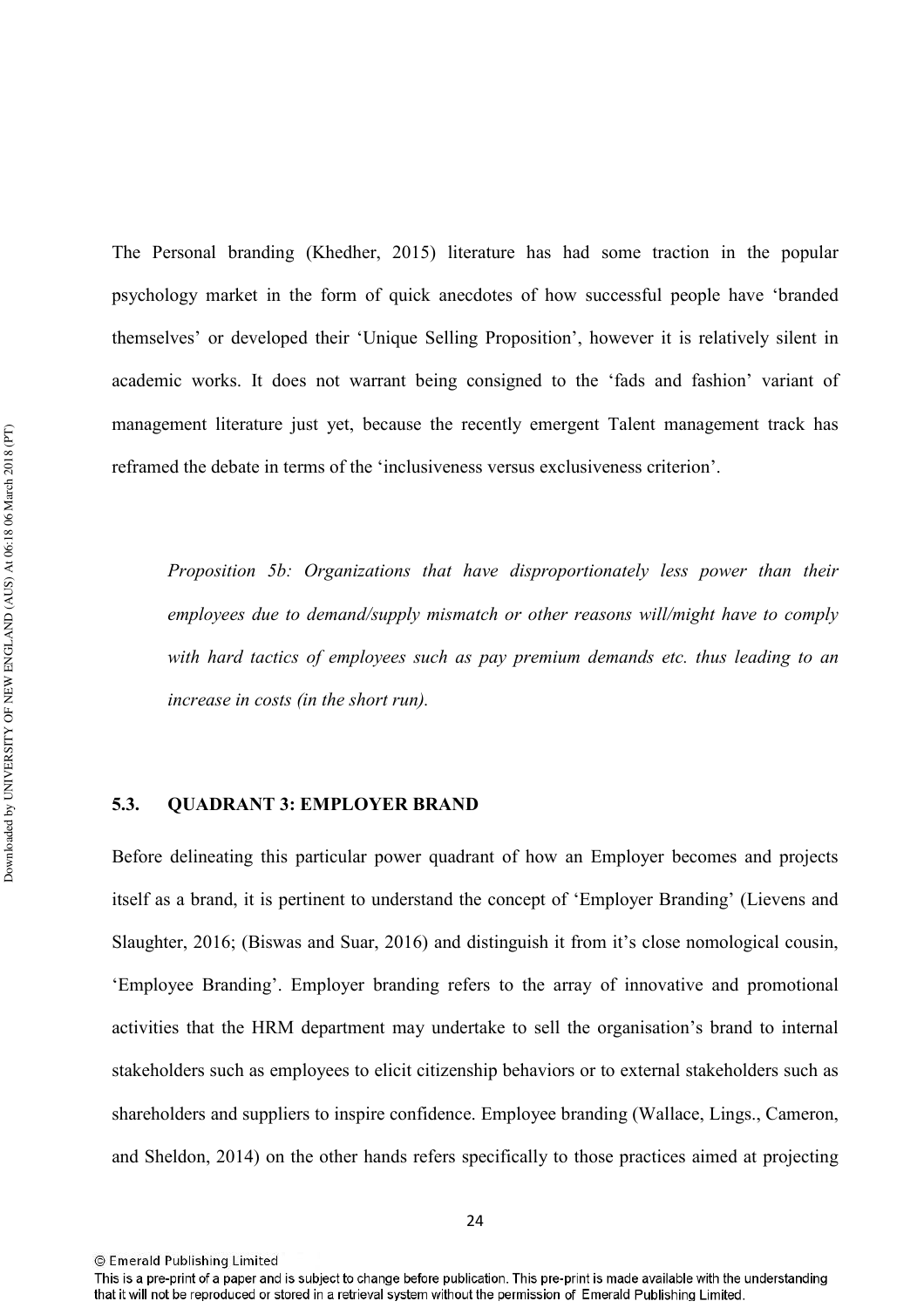The Personal branding (Khedher, 2015) literature has had some traction in the popular psychology market in the form of quick anecdotes of how successful people have 'branded themselves' or developed their 'Unique Selling Proposition', however it is relatively silent in academic works. It does not warrant being consigned to the 'fads and fashion' variant of management literature just yet, because the recently emergent Talent management track has reframed the debate in terms of the 'inclusiveness versus exclusiveness criterion'.

*Proposition 5b: Organizations that have disproportionately less power than their employees due to demand/supply mismatch or other reasons will/might have to comply with hard tactics of employees such as pay premium demands etc. thus leading to an increase in costs (in the short run).*

## 5.3. QUADRANT 3: EMPLOYER BRAND

Before delineating this particular power quadrant of how an Employer becomes and projects itself as a brand, it is pertinent to understand the concept of 'Employer Branding' (Lievens and Slaughter, 2016; (Biswas and Suar, 2016) and distinguish it from it's close nomological cousin, 'Employee Branding'. Employer branding refers to the array of innovative and promotional activities that the HRM department may undertake to sell the organisation's brand to internal stakeholders such as employees to elicit citizenship behaviors or to external stakeholders such as shareholders and suppliers to inspire confidence. Employee branding (Wallace, Lings., Cameron, and Sheldon, 2014) on the other hands refers specifically to those practices aimed at projecting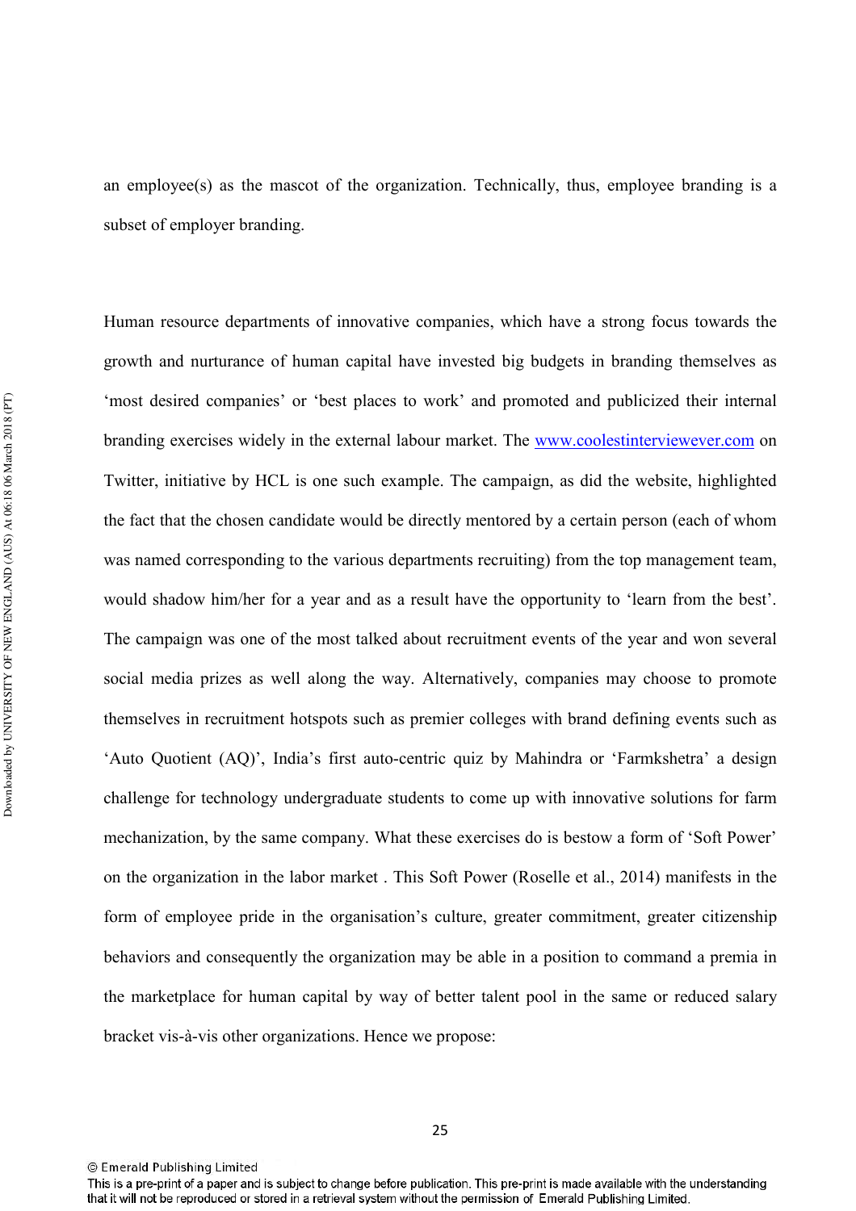an employee(s) as the mascot of the organization. Technically, thus, employee branding is a subset of employer branding.

Human resource departments of innovative companies, which have a strong focus towards the growth and nurturance of human capital have invested big budgets in branding themselves as 'most desired companies' or 'best places to work' and promoted and publicized their internal branding exercises widely in the external labour market. The www.coolestinterviewever.com on Twitter, initiative by HCL is one such example. The campaign, as did the website, highlighted the fact that the chosen candidate would be directly mentored by a certain person (each of whom was named corresponding to the various departments recruiting) from the top management team, would shadow him/her for a year and as a result have the opportunity to 'learn from the best'. The campaign was one of the most talked about recruitment events of the year and won several social media prizes as well along the way. Alternatively, companies may choose to promote themselves in recruitment hotspots such as premier colleges with brand defining events such as 'Auto Quotient (AQ)', India's first auto-centric quiz by Mahindra or 'Farmkshetra' a design challenge for technology undergraduate students to come up with innovative solutions for farm mechanization, by the same company. What these exercises do is bestow a form of 'Soft Power' on the organization in the labor market . This Soft Power (Roselle et al., 2014) manifests in the form of employee pride in the organisation's culture, greater commitment, greater citizenship behaviors and consequently the organization may be able in a position to command a premia in the marketplace for human capital by way of better talent pool in the same or reduced salary bracket vis-à-vis other organizations. Hence we propose: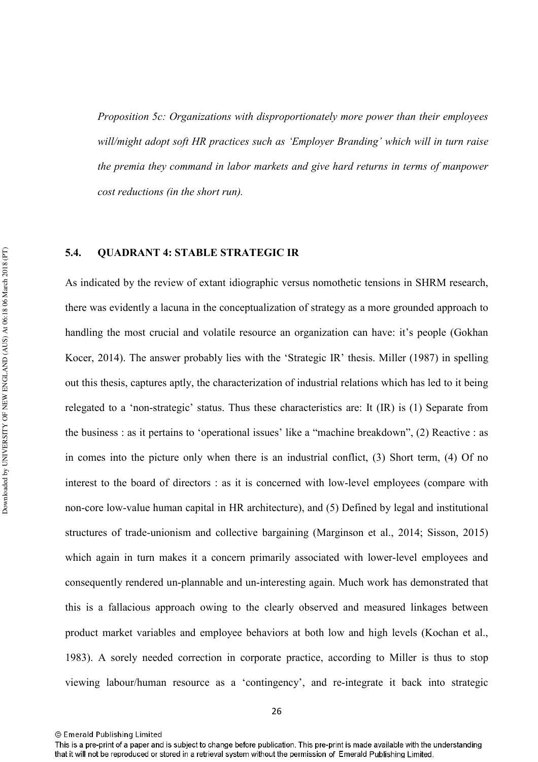*Proposition 5c: Organizations with disproportionately more power than their employees will/might adopt soft HR practices such as 'Employer Branding' which will in turn raise the premia they command in labor markets and give hard returns in terms of manpower cost reductions (in the short run).*

### 5.4. QUADRANT 4: STABLE STRATEGIC IR

As indicated by the review of extant idiographic versus nomothetic tensions in SHRM research, there was evidently a lacuna in the conceptualization of strategy as a more grounded approach to handling the most crucial and volatile resource an organization can have: it's people (Gokhan Kocer, 2014). The answer probably lies with the 'Strategic IR' thesis. Miller (1987) in spelling out this thesis, captures aptly, the characterization of industrial relations which has led to it being relegated to a 'non-strategic' status. Thus these characteristics are: It (IR) is (1) Separate from the business : as it pertains to 'operational issues' like a "machine breakdown", (2) Reactive : as in comes into the picture only when there is an industrial conflict, (3) Short term, (4) Of no interest to the board of directors : as it is concerned with low-level employees (compare with non-core low-value human capital in HR architecture), and (5) Defined by legal and institutional structures of trade-unionism and collective bargaining (Marginson et al., 2014; Sisson, 2015) which again in turn makes it a concern primarily associated with lower-level employees and consequently rendered un-plannable and un-interesting again. Much work has demonstrated that this is a fallacious approach owing to the clearly observed and measured linkages between product market variables and employee behaviors at both low and high levels (Kochan et al., 1983). A sorely needed correction in corporate practice, according to Miller is thus to stop viewing labour/human resource as a 'contingency', and re-integrate it back into strategic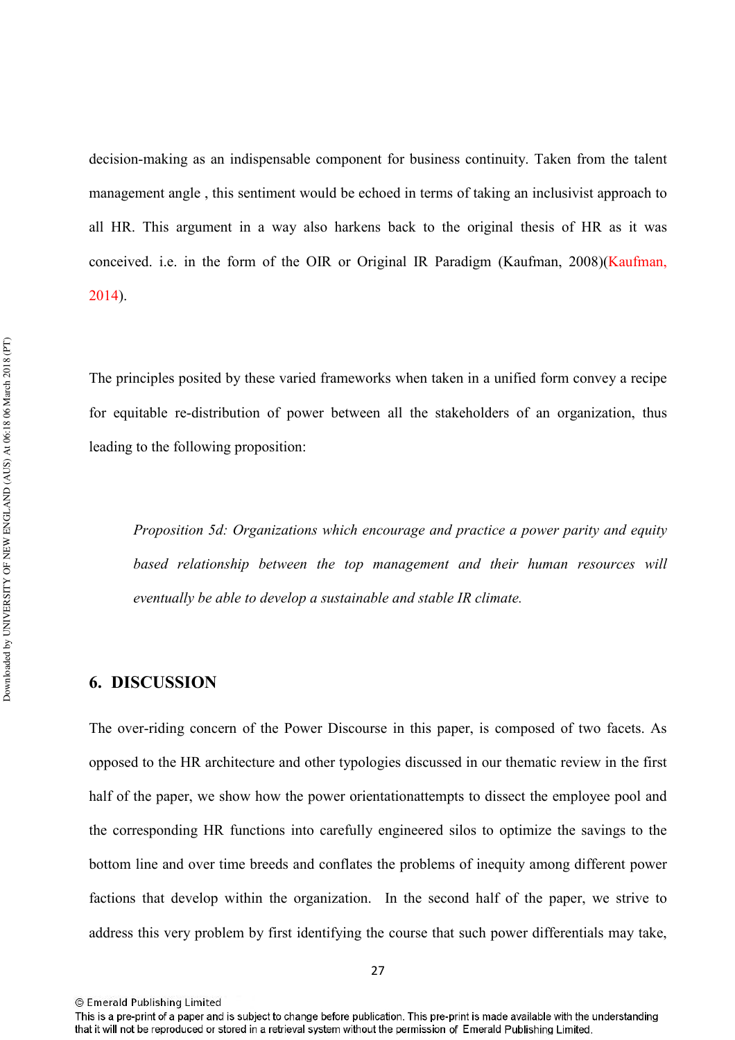decision-making as an indispensable component for business continuity. Taken from the talent management angle , this sentiment would be echoed in terms of taking an inclusivist approach to all HR. This argument in a way also harkens back to the original thesis of HR as it was conceived. i.e. in the form of the OIR or Original IR Paradigm (Kaufman, 2008)(Kaufman, 2014).

The principles posited by these varied frameworks when taken in a unified form convey a recipe for equitable re-distribution of power between all the stakeholders of an organization, thus leading to the following proposition:

> *Proposition 5d: Organizations which encourage and practice a power parity and equity based relationship between the top management and their human resources will eventually be able to develop a sustainable and stable IR climate.*

## 6. DISCUSSION

The over-riding concern of the Power Discourse in this paper, is composed of two facets. As opposed to the HR architecture and other typologies discussed in our thematic review in the first half of the paper, we show how the power orientationattempts to dissect the employee pool and the corresponding HR functions into carefully engineered silos to optimize the savings to the bottom line and over time breeds and conflates the problems of inequity among different power factions that develop within the organization. In the second half of the paper, we strive to address this very problem by first identifying the course that such power differentials may take,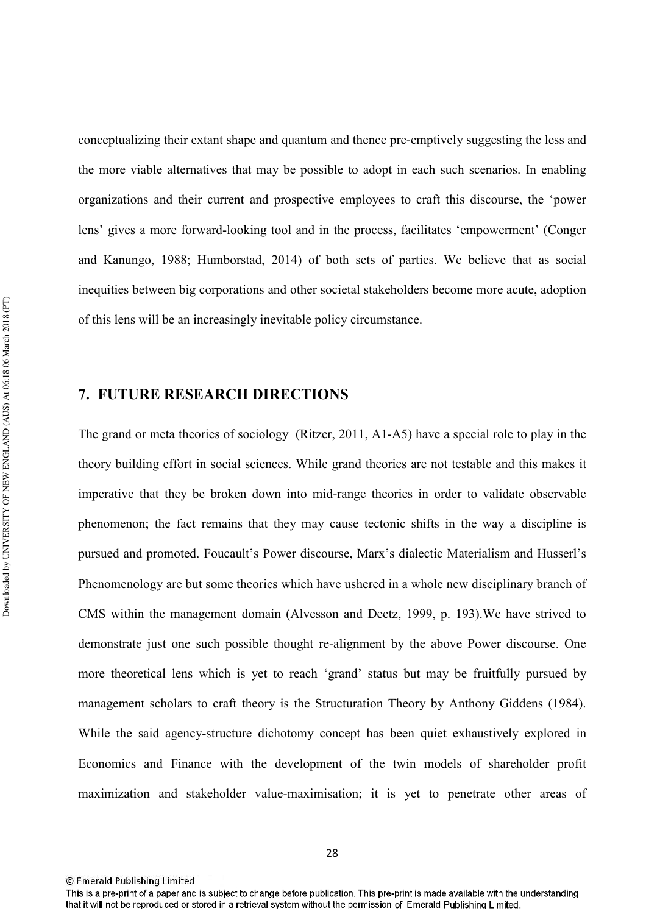conceptualizing their extant shape and quantum and thence pre-emptively suggesting the less and the more viable alternatives that may be possible to adopt in each such scenarios. In enabling organizations and their current and prospective employees to craft this discourse, the 'power lens' gives a more forward-looking tool and in the process, facilitates 'empowerment' (Conger and Kanungo, 1988; Humborstad, 2014) of both sets of parties. We believe that as social inequities between big corporations and other societal stakeholders become more acute, adoption of this lens will be an increasingly inevitable policy circumstance.

## 7. FUTURE RESEARCH DIRECTIONS

The grand or meta theories of sociology (Ritzer, 2011, A1-A5) have a special role to play in the theory building effort in social sciences. While grand theories are not testable and this makes it imperative that they be broken down into mid-range theories in order to validate observable phenomenon; the fact remains that they may cause tectonic shifts in the way a discipline is pursued and promoted. Foucault's Power discourse, Marx's dialectic Materialism and Husserl's Phenomenology are but some theories which have ushered in a whole new disciplinary branch of CMS within the management domain (Alvesson and Deetz, 1999, p. 193).We have strived to demonstrate just one such possible thought re-alignment by the above Power discourse. One more theoretical lens which is yet to reach 'grand' status but may be fruitfully pursued by management scholars to craft theory is the Structuration Theory by Anthony Giddens (1984). While the said agency-structure dichotomy concept has been quiet exhaustively explored in Economics and Finance with the development of the twin models of shareholder profit maximization and stakeholder value-maximisation; it is yet to penetrate other areas of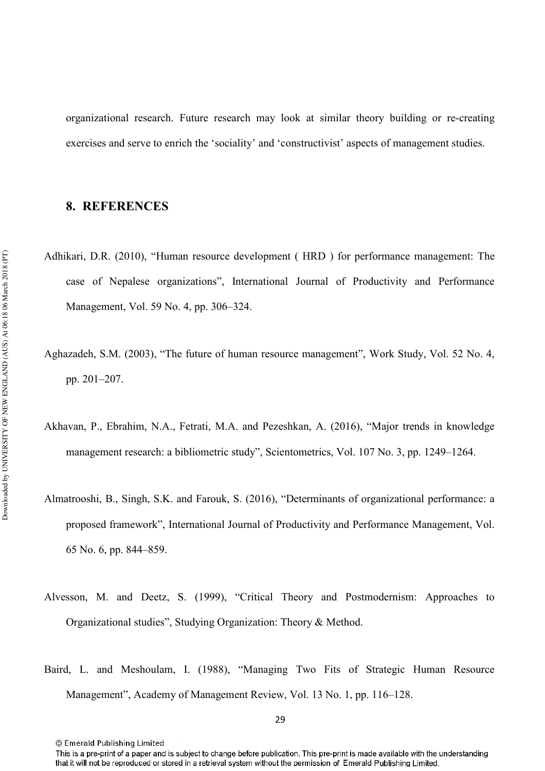organizational research. Future research may look at similar theory building or re-creating exercises and serve to enrich the 'sociality' and 'constructivist' aspects of management studies.

## 8. REFERENCES

Adhikari, D.R. (2010), "Human resource development ( HRD ) for performance management: The case of Nepalese organizations", International Journal of Productivity and Performance Management, Vol. 59 No. 4, pp. 306–324.

Aghazadeh, S.M. (2003), "The future of human resource management", Work Study, Vol. 52 No. 4, pp. 201–207.

Akhavan, P., Ebrahim, N.A., Fetrati, M.A. and Pezeshkan, A. (2016), "Major trends in knowledge management research: a bibliometric study", Scientometrics, Vol. 107 No. 3, pp. 1249–1264.

Almatrooshi, B., Singh, S.K. and Farouk, S. (2016), "Determinants of organizational performance: a proposed framework", International Journal of Productivity and Performance Management, Vol. 65 No. 6, pp. 844–859.

Alvesson, M. and Deetz, S. (1999), "Critical Theory and Postmodernism: Approaches to Organizational studies", Studying Organization: Theory & Method.

Baird, L. and Meshoulam, I. (1988), "Managing Two Fits of Strategic Human Resource Management", Academy of Management Review, Vol. 13 No. 1, pp. 116–128.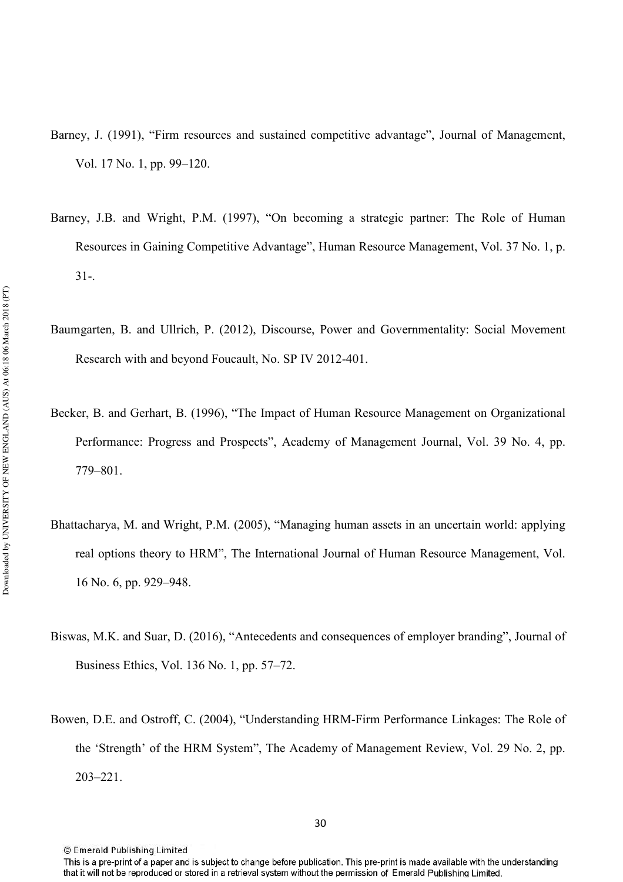Barney, J. (1991), "Firm resources and sustained competitive advantage", Journal of Management, Vol. 17 No. 1, pp. 99–120.

Barney, J.B. and Wright, P.M. (1997), "On becoming a strategic partner: The Role of Human Resources in Gaining Competitive Advantage", Human Resource Management, Vol. 37 No. 1, p. 31-.

Baumgarten, B. and Ullrich, P. (2012), Discourse, Power and Governmentality: Social Movement Research with and beyond Foucault, No. SP IV 2012-401.

Becker, B. and Gerhart, B. (1996), "The Impact of Human Resource Management on Organizational Performance: Progress and Prospects", Academy of Management Journal, Vol. 39 No. 4, pp. 779–801.

Bhattacharya, M. and Wright, P.M. (2005), "Managing human assets in an uncertain world: applying real options theory to HRM", The International Journal of Human Resource Management, Vol. 16 No. 6, pp. 929–948.

Biswas, M.K. and Suar, D. (2016), "Antecedents and consequences of employer branding", Journal of Business Ethics, Vol. 136 No. 1, pp. 57–72.

Bowen, D.E. and Ostroff, C. (2004), "Understanding HRM-Firm Performance Linkages: The Role of the 'Strength' of the HRM System", The Academy of Management Review, Vol. 29 No. 2, pp. 203–221.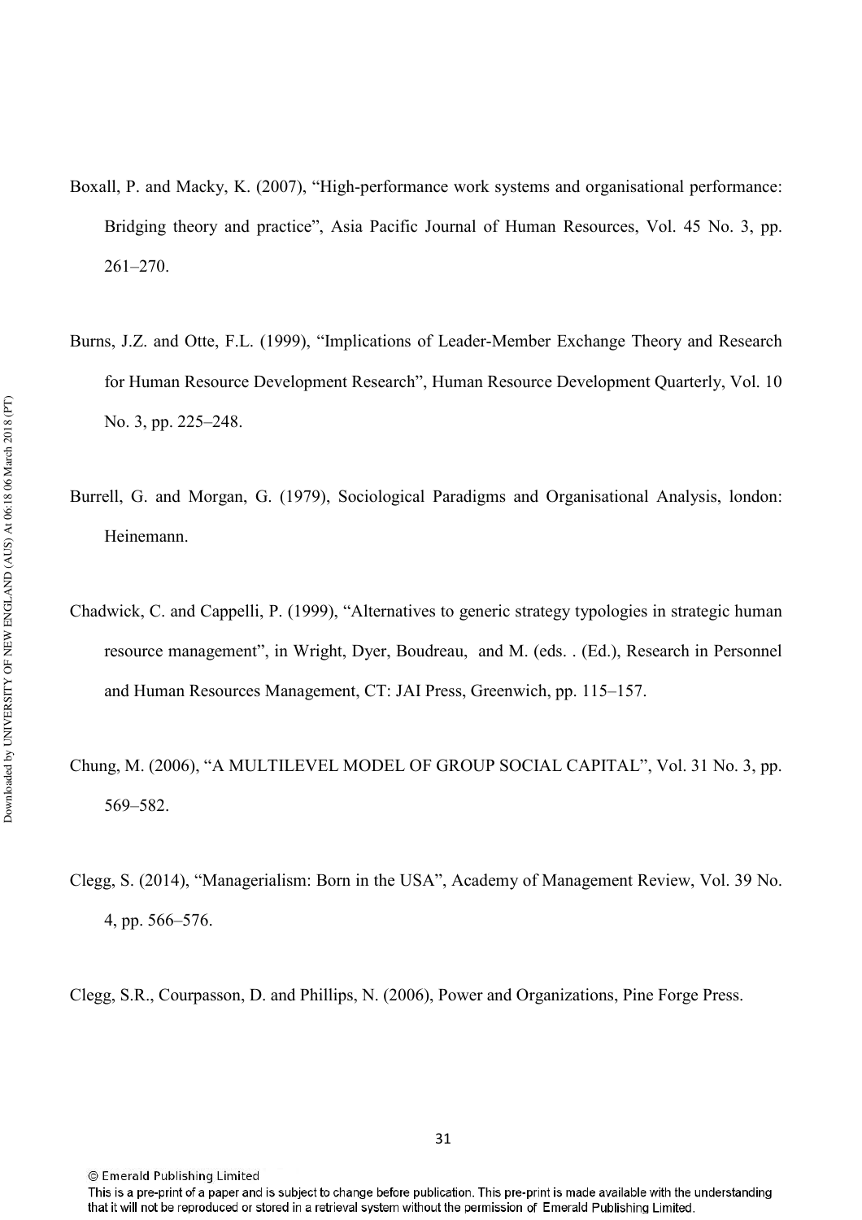Boxall, P. and Macky, K. (2007), “High-performance work systems and organisational performance: Bridging theory and practice”, Asia Pacific Journal of Human Resources, Vol. 45 No. 3, pp. 261–270.

Burns, J.Z. and Otte, F.L. (1999), “Implications of Leader-Member Exchange Theory and Research for Human Resource Development Research”, Human Resource Development Quarterly, Vol. 10 No. 3, pp. 225–248.

Burrell, G. and Morgan, G. (1979), Sociological Paradigms and Organisational Analysis, london: Heinemann.

Chadwick, C. and Cappelli, P. (1999), “Alternatives to generic strategy typologies in strategic human resource management”, in Wright, Dyer, Boudreau, and M. (eds. . (Ed.), Research in Personnel and Human Resources Management, CT: JAI Press, Greenwich, pp. 115–157.

Chung, M. (2006), “A MULTILEVEL MODEL OF GROUP SOCIAL CAPITAL”, Vol. 31 No. 3, pp. 569–582.

Clegg, S. (2014), “Managerialism: Born in the USA”, Academy of Management Review, Vol. 39 No. 4, pp. 566–576.

Clegg, S.R., Courpasson, D. and Phillips, N. (2006), Power and Organizations, Pine Forge Press.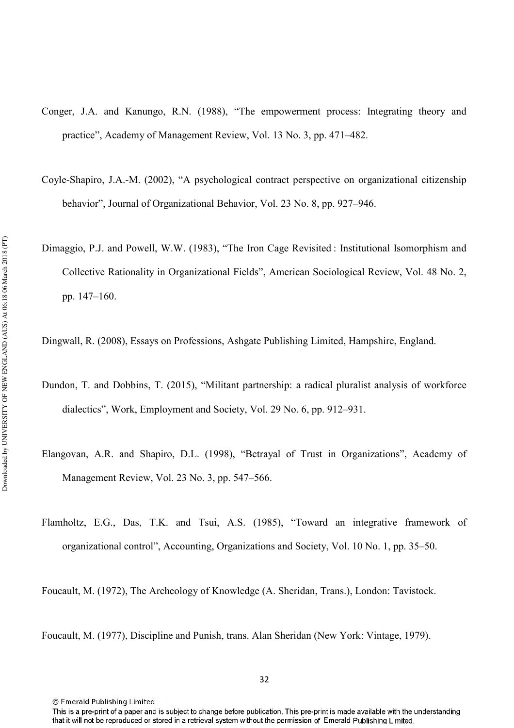Conger, J.A. and Kanungo, R.N. (1988), "The empowerment process: Integrating theory and practice", Academy of Management Review, Vol. 13 No. 3, pp. 471–482.

Coyle-Shapiro, J.A.-M. (2002), "A psychological contract perspective on organizational citizenship behavior", Journal of Organizational Behavior, Vol. 23 No. 8, pp. 927–946.

Dimaggio, P.J. and Powell, W.W. (1983), "The Iron Cage Revisited : Institutional Isomorphism and Collective Rationality in Organizational Fields", American Sociological Review, Vol. 48 No. 2, pp. 147–160.

Dingwall, R. (2008), Essays on Professions, Ashgate Publishing Limited, Hampshire, England.

Dundon, T. and Dobbins, T. (2015), "Militant partnership: a radical pluralist analysis of workforce dialectics", Work, Employment and Society, Vol. 29 No. 6, pp. 912–931.

Elangovan, A.R. and Shapiro, D.L. (1998), "Betrayal of Trust in Organizations", Academy of Management Review, Vol. 23 No. 3, pp. 547–566.

Flamholtz, E.G., Das, T.K. and Tsui, A.S. (1985), "Toward an integrative framework of organizational control", Accounting, Organizations and Society, Vol. 10 No. 1, pp. 35–50.

Foucault, M. (1972), The Archeology of Knowledge (A. Sheridan, Trans.), London: Tavistock.

Foucault, M. (1977), Discipline and Punish, trans. Alan Sheridan (New York: Vintage, 1979).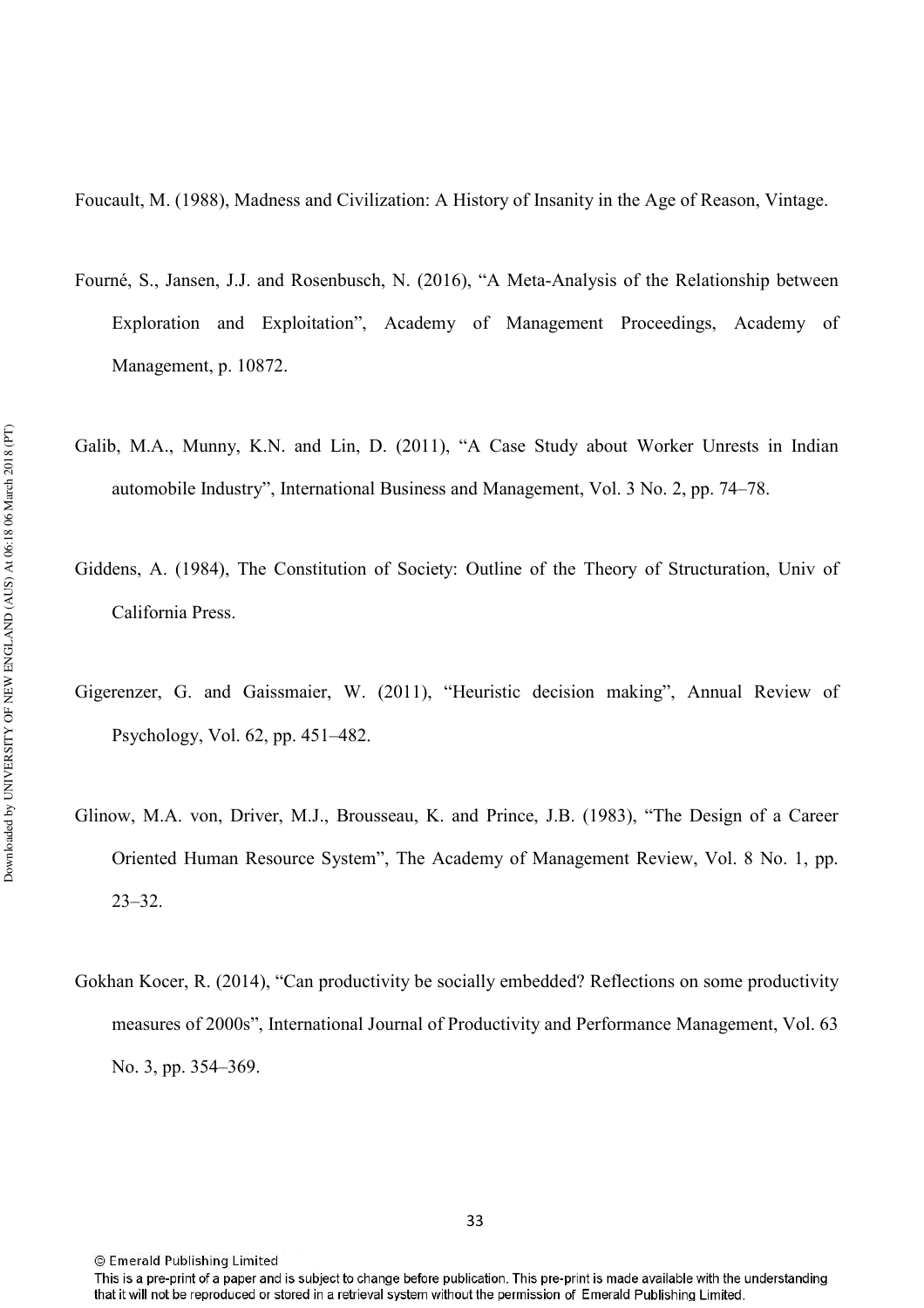Foucault, M. (1988), Madness and Civilization: A History of Insanity in the Age of Reason, Vintage.

Fourné, S., Jansen, J.J. and Rosenbusch, N. (2016), "A Meta-Analysis of the Relationship between Exploration and Exploitation", Academy of Management Proceedings, Academy of Management, p. 10872.

Galib, M.A., Munny, K.N. and Lin, D. (2011), "A Case Study about Worker Unrests in Indian automobile Industry", International Business and Management, Vol. 3 No. 2, pp. 74–78.

Giddens, A. (1984), The Constitution of Society: Outline of the Theory of Structuration, Univ of California Press.

Gigerenzer, G. and Gaissmaier, W. (2011), "Heuristic decision making", Annual Review of Psychology, Vol. 62, pp. 451–482.

Glinow, M.A. von, Driver, M.J., Brousseau, K. and Prince, J.B. (1983), "The Design of a Career Oriented Human Resource System", The Academy of Management Review, Vol. 8 No. 1, pp. 23–32.

Gokhan Kocer, R. (2014), "Can productivity be socially embedded? Reflections on some productivity measures of 2000s", International Journal of Productivity and Performance Management, Vol. 63 No. 3, pp. 354–369.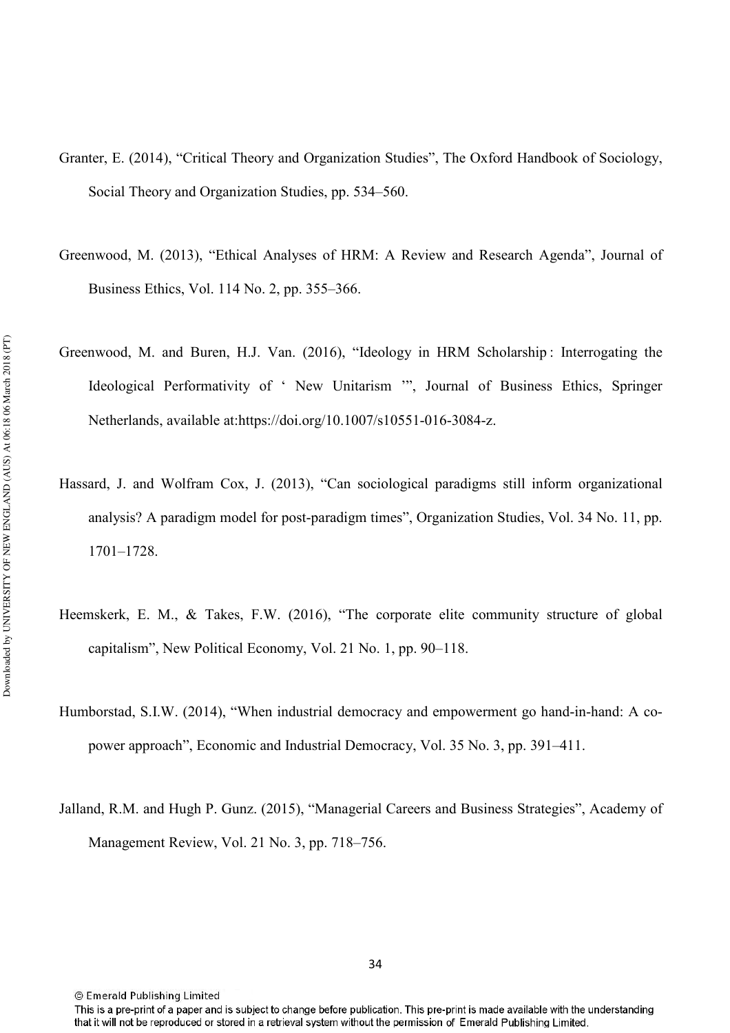Granter, E. (2014), “Critical Theory and Organization Studies”, The Oxford Handbook of Sociology, Social Theory and Organization Studies, pp. 534–560.

Greenwood, M. (2013), “Ethical Analyses of HRM: A Review and Research Agenda”, Journal of Business Ethics, Vol. 114 No. 2, pp. 355–366.

Greenwood, M. and Buren, H.J. Van. (2016), “Ideology in HRM Scholarship : Interrogating the Ideological Performativity of ‘ New Unitarism ’”, Journal of Business Ethics, Springer Netherlands, available at:https://doi.org/10.1007/s10551-016-3084-z.

Hassard, J. and Wolfram Cox, J. (2013), “Can sociological paradigms still inform organizational analysis? A paradigm model for post-paradigm times”, Organization Studies, Vol. 34 No. 11, pp. 1701–1728.

Heemskerk, E. M., & Takes, F.W. (2016), “The corporate elite community structure of global capitalism”, New Political Economy, Vol. 21 No. 1, pp. 90–118.

Humborstad, S.I.W. (2014), “When industrial democracy and empowerment go hand-in-hand: A co-power approach”, Economic and Industrial Democracy, Vol. 35 No. 3, pp. 391–411.

Jalland, R.M. and Hugh P. Gunz. (2015), “Managerial Careers and Business Strategies”, Academy of Management Review, Vol. 21 No. 3, pp. 718–756.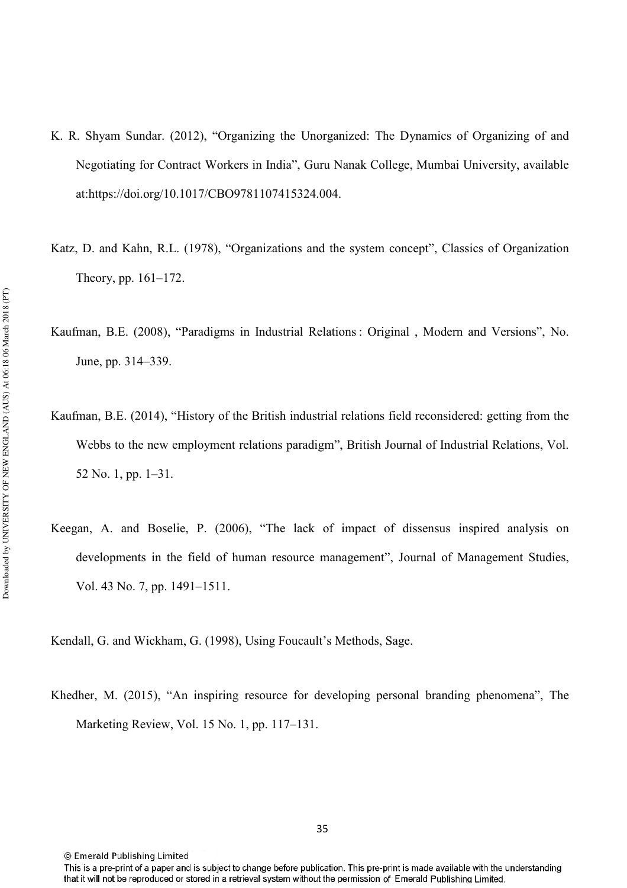K. R. Shyam Sundar. (2012), "Organizing the Unorganized: The Dynamics of Organizing of and Negotiating for Contract Workers in India", Guru Nanak College, Mumbai University, available at:https://doi.org/10.1017/CBO9781107415324.004.

Katz, D. and Kahn, R.L. (1978), "Organizations and the system concept", Classics of Organization Theory, pp. 161–172.

Kaufman, B.E. (2008), "Paradigms in Industrial Relations : Original , Modern and Versions", No. June, pp. 314–339.

Kaufman, B.E. (2014), "History of the British industrial relations field reconsidered: getting from the Webbs to the new employment relations paradigm", British Journal of Industrial Relations, Vol. 52 No. 1, pp. 1–31.

Keegan, A. and Boselie, P. (2006), "The lack of impact of dissensus inspired analysis on developments in the field of human resource management", Journal of Management Studies, Vol. 43 No. 7, pp. 1491–1511.

Kendall, G. and Wickham, G. (1998), Using Foucault's Methods, Sage.

Khedher, M. (2015), "An inspiring resource for developing personal branding phenomena", The Marketing Review, Vol. 15 No. 1, pp. 117–131.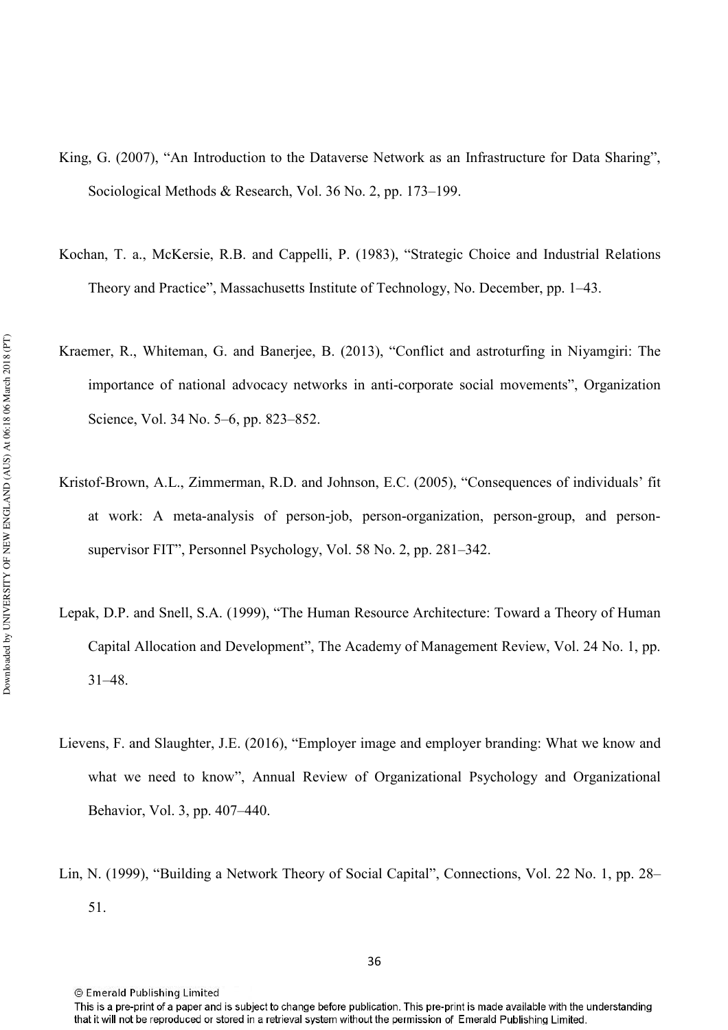King, G. (2007), "An Introduction to the Dataverse Network as an Infrastructure for Data Sharing", Sociological Methods & Research, Vol. 36 No. 2, pp. 173–199.

Kochan, T. a., McKersie, R.B. and Cappelli, P. (1983), "Strategic Choice and Industrial Relations Theory and Practice", Massachusetts Institute of Technology, No. December, pp. 1–43.

Kraemer, R., Whiteman, G. and Banerjee, B. (2013), "Conflict and astroturfing in Niyamgiri: The importance of national advocacy networks in anti-corporate social movements", Organization Science, Vol. 34 No. 5–6, pp. 823–852.

Kristof-Brown, A.L., Zimmerman, R.D. and Johnson, E.C. (2005), "Consequences of individuals' fit at work: A meta-analysis of person-job, person-organization, person-group, and person-supervisor FIT", Personnel Psychology, Vol. 58 No. 2, pp. 281–342.

Lepak, D.P. and Snell, S.A. (1999), "The Human Resource Architecture: Toward a Theory of Human Capital Allocation and Development", The Academy of Management Review, Vol. 24 No. 1, pp. 31–48.

Lievens, F. and Slaughter, J.E. (2016), "Employer image and employer branding: What we know and what we need to know", Annual Review of Organizational Psychology and Organizational Behavior, Vol. 3, pp. 407–440.

Lin, N. (1999), "Building a Network Theory of Social Capital", Connections, Vol. 22 No. 1, pp. 28–51.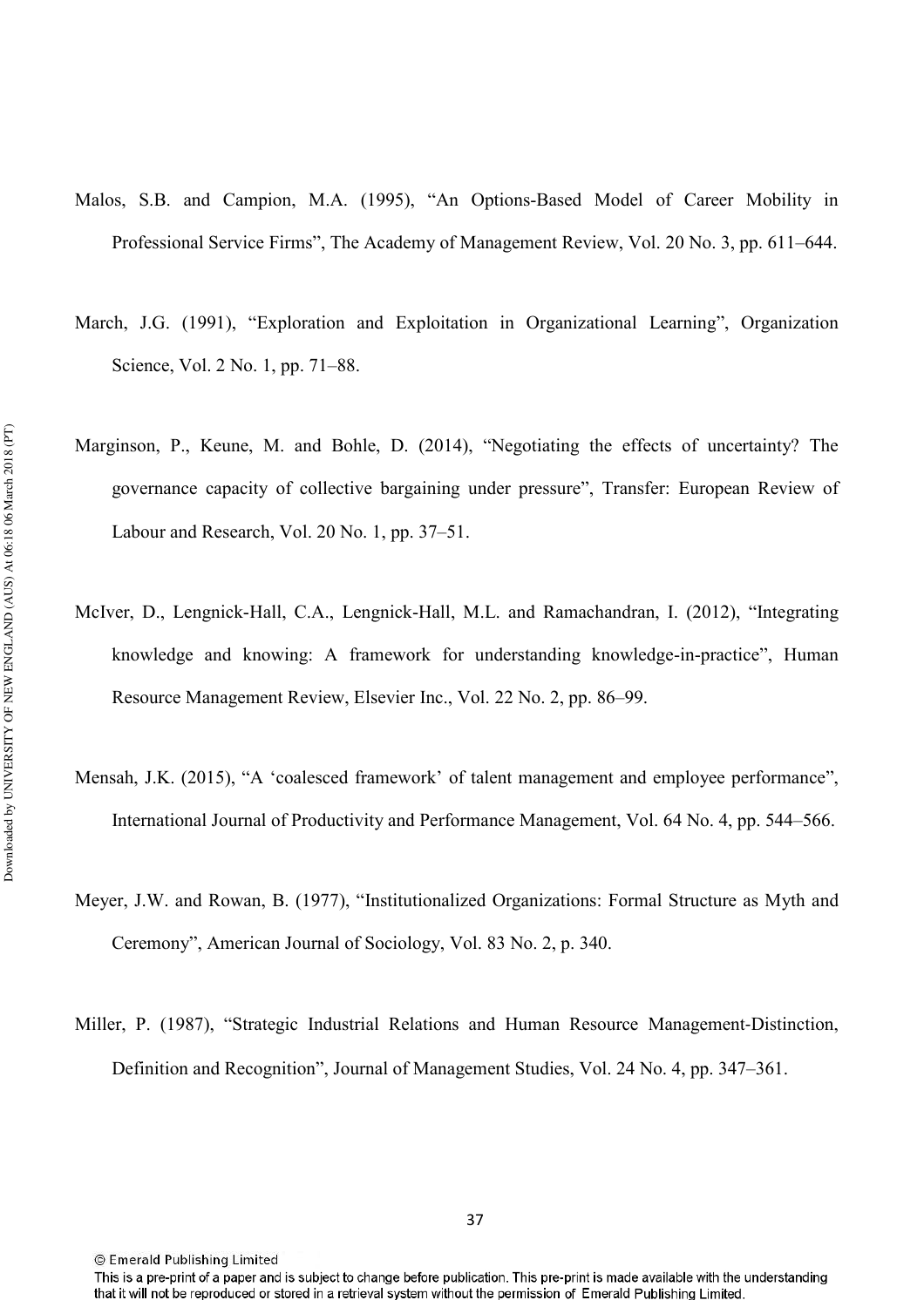Malos, S.B. and Campion, M.A. (1995), "An Options-Based Model of Career Mobility in Professional Service Firms", The Academy of Management Review, Vol. 20 No. 3, pp. 611–644.

March, J.G. (1991), "Exploration and Exploitation in Organizational Learning", Organization Science, Vol. 2 No. 1, pp. 71–88.

Marginson, P., Keune, M. and Bohle, D. (2014), "Negotiating the effects of uncertainty? The governance capacity of collective bargaining under pressure", Transfer: European Review of Labour and Research, Vol. 20 No. 1, pp. 37–51.

McIver, D., Lengnick-Hall, C.A., Lengnick-Hall, M.L. and Ramachandran, I. (2012), "Integrating knowledge and knowing: A framework for understanding knowledge-in-practice", Human Resource Management Review, Elsevier Inc., Vol. 22 No. 2, pp. 86–99.

Mensah, J.K. (2015), "A 'coalesced framework' of talent management and employee performance", International Journal of Productivity and Performance Management, Vol. 64 No. 4, pp. 544–566.

Meyer, J.W. and Rowan, B. (1977), "Institutionalized Organizations: Formal Structure as Myth and Ceremony", American Journal of Sociology, Vol. 83 No. 2, p. 340.

Miller, P. (1987), "Strategic Industrial Relations and Human Resource Management-Distinction, Definition and Recognition", Journal of Management Studies, Vol. 24 No. 4, pp. 347–361.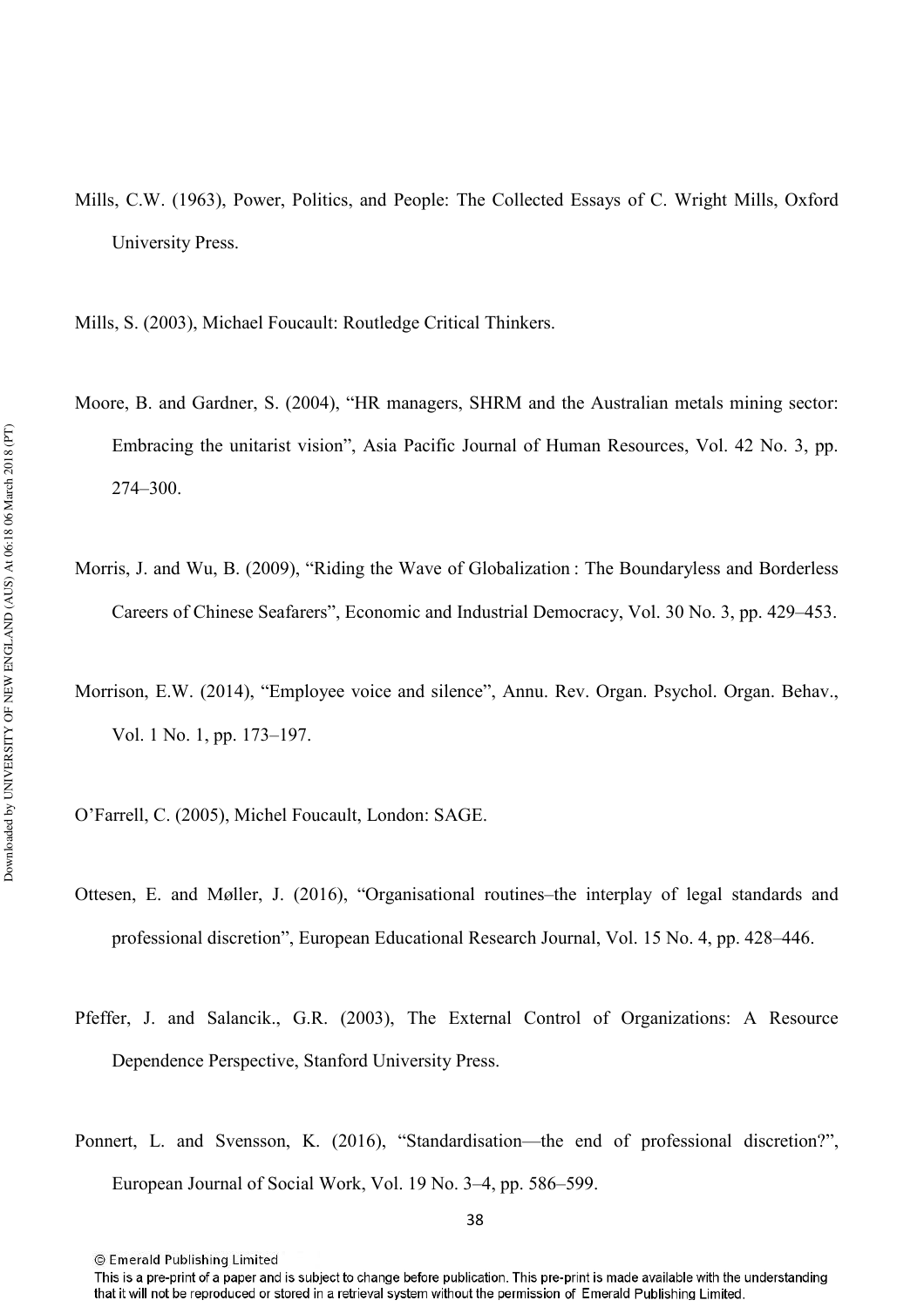Mills, C.W. (1963), Power, Politics, and People: The Collected Essays of C. Wright Mills, Oxford University Press.

Mills, S. (2003), Michael Foucault: Routledge Critical Thinkers.

Moore, B. and Gardner, S. (2004), "HR managers, SHRM and the Australian metals mining sector: Embracing the unitarist vision", Asia Pacific Journal of Human Resources, Vol. 42 No. 3, pp. 274–300.

Morris, J. and Wu, B. (2009), "Riding the Wave of Globalization : The Boundaryless and Borderless Careers of Chinese Seafarers", Economic and Industrial Democracy, Vol. 30 No. 3, pp. 429–453.

Morrison, E.W. (2014), "Employee voice and silence", Annu. Rev. Organ. Psychol. Organ. Behav., Vol. 1 No. 1, pp. 173–197.

O'Farrell, C. (2005), Michel Foucault, London: SAGE.

Ottesen, E. and Møller, J. (2016), "Organisational routines–the interplay of legal standards and professional discretion", European Educational Research Journal, Vol. 15 No. 4, pp. 428–446.

Pfeffer, J. and Salancik., G.R. (2003), The External Control of Organizations: A Resource Dependence Perspective, Stanford University Press.

Ponnert, L. and Svensson, K. (2016), "Standardisation—the end of professional discretion?", European Journal of Social Work, Vol. 19 No. 3–4, pp. 586–599.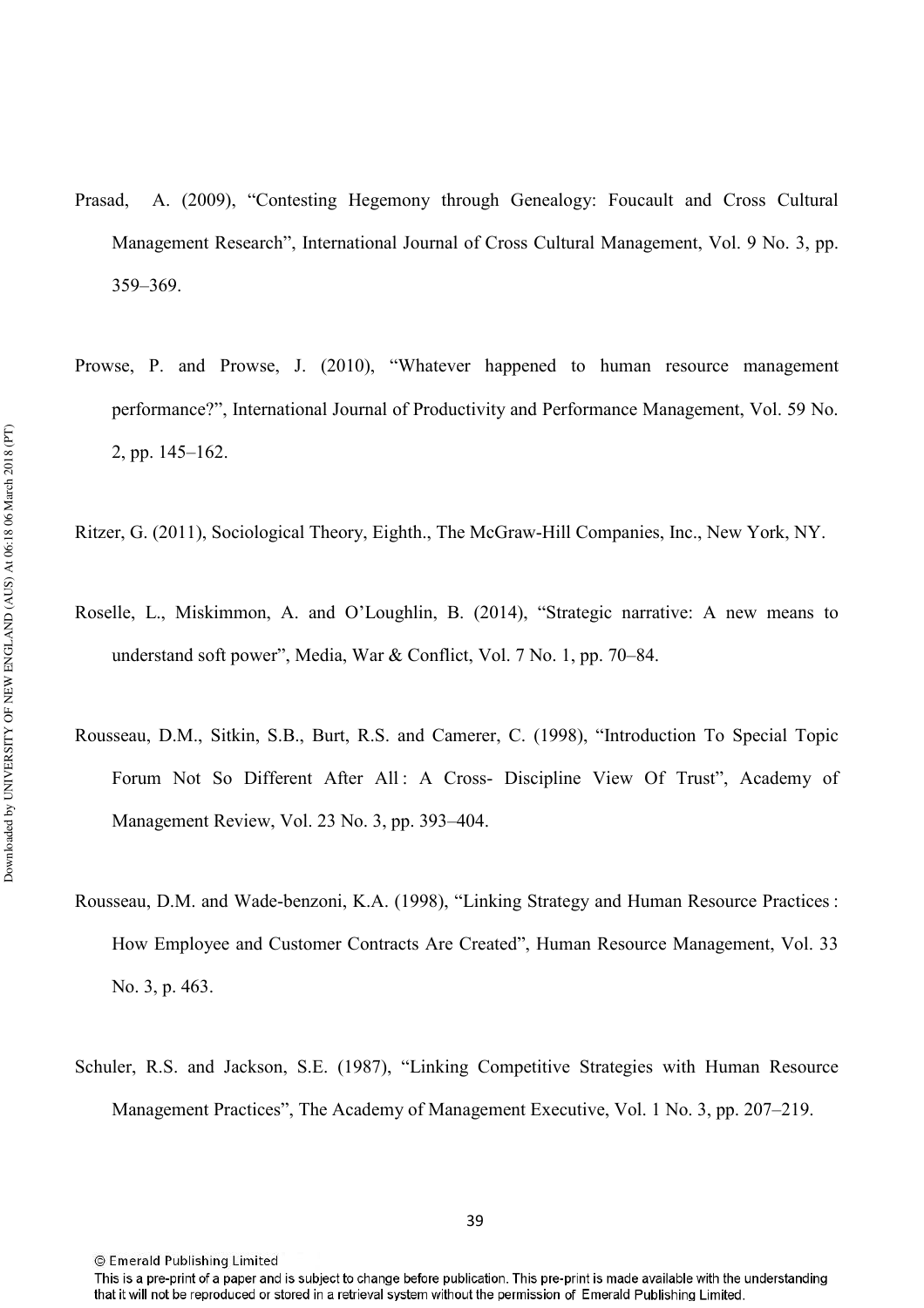Prasad, A. (2009), "Contesting Hegemony through Genealogy: Foucault and Cross Cultural Management Research", International Journal of Cross Cultural Management, Vol. 9 No. 3, pp. 359–369.

Prowse, P. and Prowse, J. (2010), "Whatever happened to human resource management performance?", International Journal of Productivity and Performance Management, Vol. 59 No. 2, pp. 145–162.

Ritzer, G. (2011), Sociological Theory, Eighth., The McGraw-Hill Companies, Inc., New York, NY.

Roselle, L., Miskimmon, A. and O'Loughlin, B. (2014), "Strategic narrative: A new means to understand soft power", Media, War & Conflict, Vol. 7 No. 1, pp. 70–84.

Rousseau, D.M., Sitkin, S.B., Burt, R.S. and Camerer, C. (1998), "Introduction To Special Topic Forum Not So Different After All : A Cross- Discipline View Of Trust", Academy of Management Review, Vol. 23 No. 3, pp. 393–404.

Rousseau, D.M. and Wade-benzoni, K.A. (1998), "Linking Strategy and Human Resource Practices : How Employee and Customer Contracts Are Created", Human Resource Management, Vol. 33 No. 3, p. 463.

Schuler, R.S. and Jackson, S.E. (1987), "Linking Competitive Strategies with Human Resource Management Practices", The Academy of Management Executive, Vol. 1 No. 3, pp. 207–219.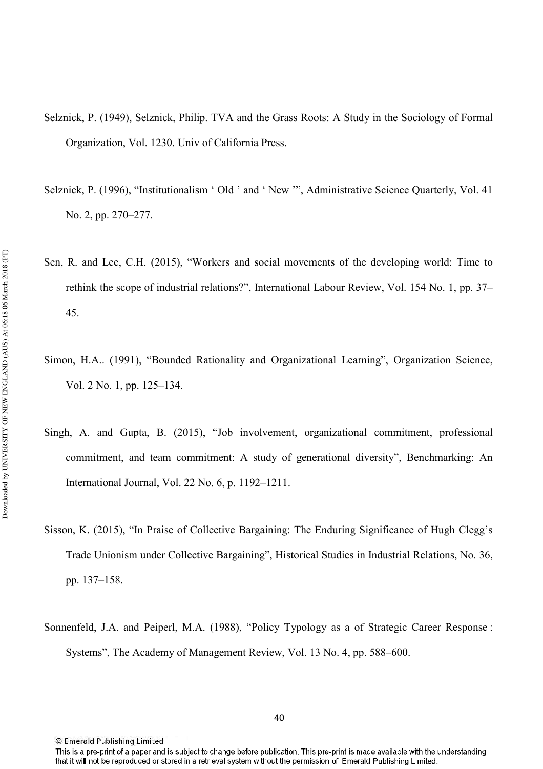Selznick, P. (1949), Selznick, Philip. TVA and the Grass Roots: A Study in the Sociology of Formal Organization, Vol. 1230. Univ of California Press.

Selznick, P. (1996), "Institutionalism ' Old ' and ' New '", Administrative Science Quarterly, Vol. 41 No. 2, pp. 270–277.

Sen, R. and Lee, C.H. (2015), "Workers and social movements of the developing world: Time to rethink the scope of industrial relations?", International Labour Review, Vol. 154 No. 1, pp. 37–45.

Simon, H.A.. (1991), "Bounded Rationality and Organizational Learning", Organization Science, Vol. 2 No. 1, pp. 125–134.

Singh, A. and Gupta, B. (2015), "Job involvement, organizational commitment, professional commitment, and team commitment: A study of generational diversity", Benchmarking: An International Journal, Vol. 22 No. 6, p. 1192–1211.

Sisson, K. (2015), "In Praise of Collective Bargaining: The Enduring Significance of Hugh Clegg's Trade Unionism under Collective Bargaining", Historical Studies in Industrial Relations, No. 36, pp. 137–158.

Sonnenfeld, J.A. and Peiperl, M.A. (1988), "Policy Typology as a of Strategic Career Response : Systems", The Academy of Management Review, Vol. 13 No. 4, pp. 588–600.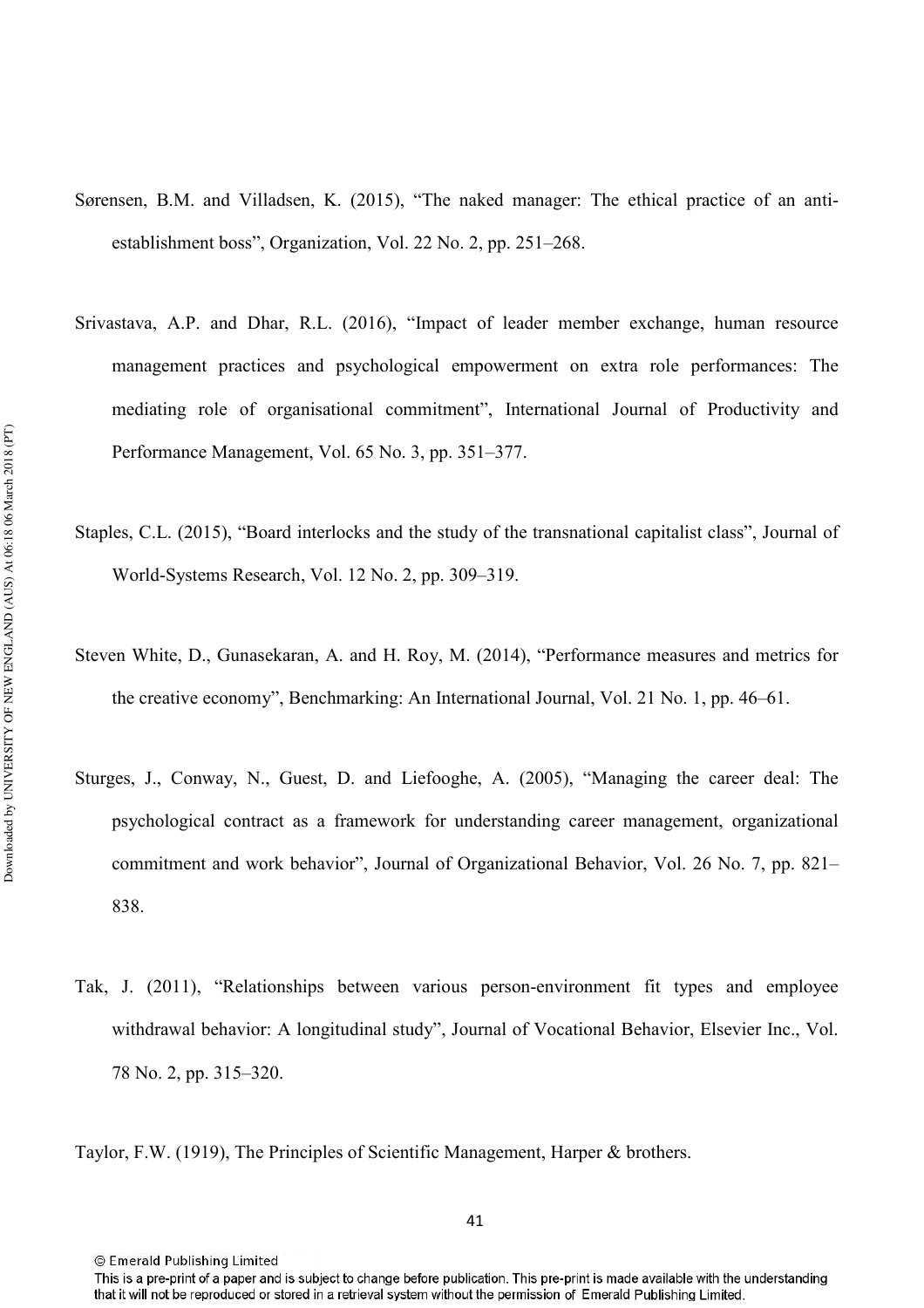Sørensen, B.M. and Villadsen, K. (2015), "The naked manager: The ethical practice of an anti-establishment boss", Organization, Vol. 22 No. 2, pp. 251–268.

Srivastava, A.P. and Dhar, R.L. (2016), "Impact of leader member exchange, human resource management practices and psychological empowerment on extra role performances: The mediating role of organisational commitment", International Journal of Productivity and Performance Management, Vol. 65 No. 3, pp. 351–377.

Staples, C.L. (2015), "Board interlocks and the study of the transnational capitalist class", Journal of World-Systems Research, Vol. 12 No. 2, pp. 309–319.

Steven White, D., Gunasekaran, A. and H. Roy, M. (2014), "Performance measures and metrics for the creative economy", Benchmarking: An International Journal, Vol. 21 No. 1, pp. 46–61.

Sturges, J., Conway, N., Guest, D. and Liefooghe, A. (2005), "Managing the career deal: The psychological contract as a framework for understanding career management, organizational commitment and work behavior", Journal of Organizational Behavior, Vol. 26 No. 7, pp. 821–838.

Tak, J. (2011), "Relationships between various person-environment fit types and employee withdrawal behavior: A longitudinal study", Journal of Vocational Behavior, Elsevier Inc., Vol. 78 No. 2, pp. 315–320.

Taylor, F.W. (1919), The Principles of Scientific Management, Harper & brothers.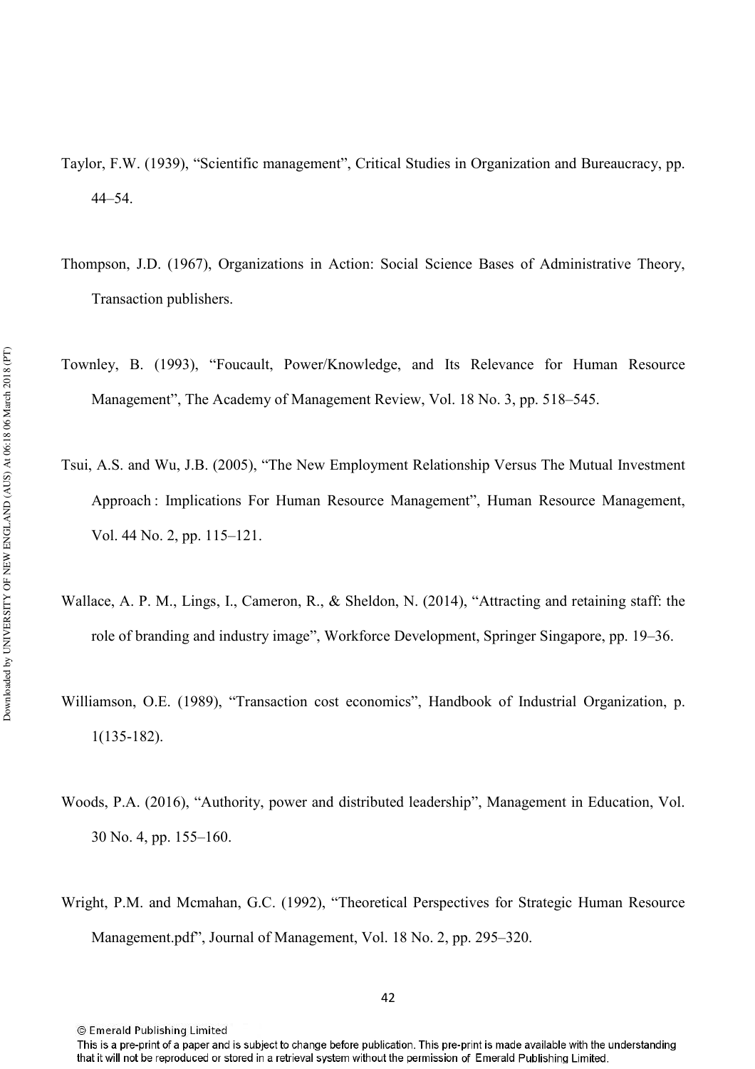Taylor, F.W. (1939), “Scientific management”, Critical Studies in Organization and Bureaucracy, pp. 44–54.

Thompson, J.D. (1967), Organizations in Action: Social Science Bases of Administrative Theory, Transaction publishers.

Townley, B. (1993), “Foucault, Power/Knowledge, and Its Relevance for Human Resource Management”, The Academy of Management Review, Vol. 18 No. 3, pp. 518–545.

Tsui, A.S. and Wu, J.B. (2005), “The New Employment Relationship Versus The Mutual Investment Approach : Implications For Human Resource Management”, Human Resource Management, Vol. 44 No. 2, pp. 115–121.

Wallace, A. P. M., Lings, I., Cameron, R., & Sheldon, N. (2014), “Attracting and retaining staff: the role of branding and industry image”, Workforce Development, Springer Singapore, pp. 19–36.

Williamson, O.E. (1989), “Transaction cost economics”, Handbook of Industrial Organization, p. 1(135-182).

Woods, P.A. (2016), “Authority, power and distributed leadership”, Management in Education, Vol. 30 No. 4, pp. 155–160.

Wright, P.M. and Mcmahan, G.C. (1992), “Theoretical Perspectives for Strategic Human Resource Management.pdf”, Journal of Management, Vol. 18 No. 2, pp. 295–320.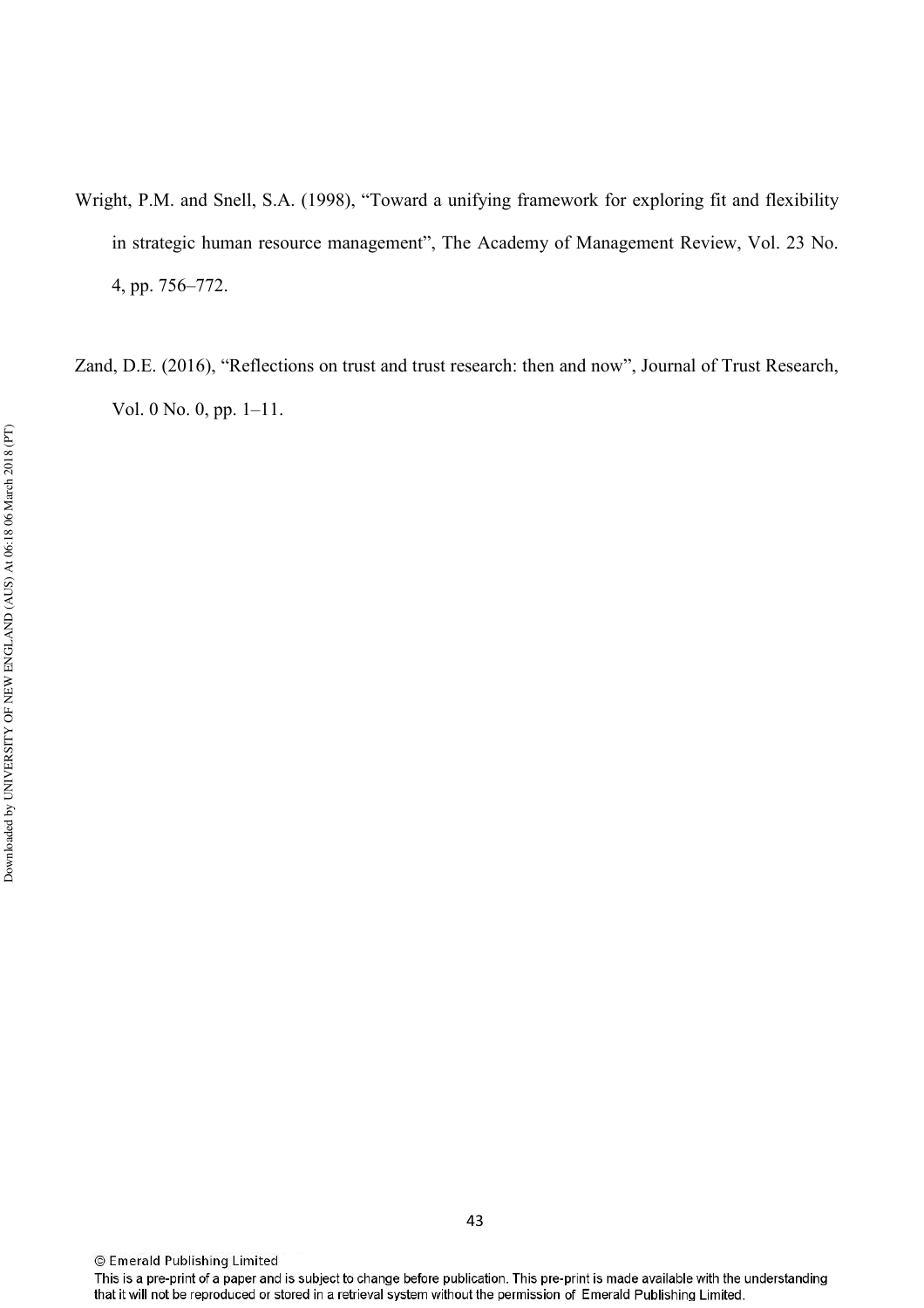Wright, P.M. and Snell, S.A. (1998), "Toward a unifying framework for exploring fit and flexibility in strategic human resource management", The Academy of Management Review, Vol. 23 No. 4, pp. 756–772.

Zand, D.E. (2016), "Reflections on trust and trust research: then and now", Journal of Trust Research, Vol. 0 No. 0, pp. 1–11.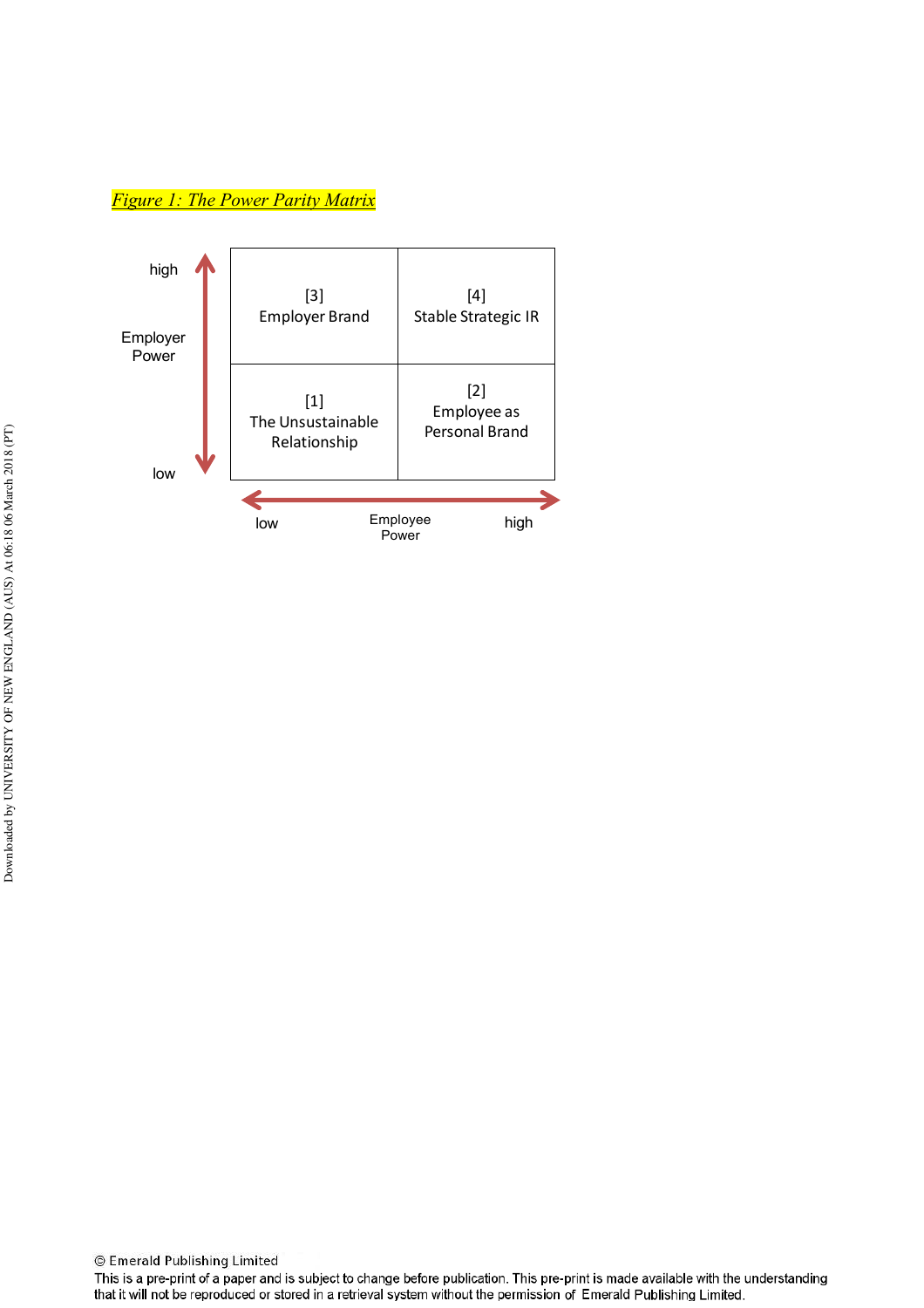*Figure 1: The Power Parity Matrix*

| Employer Power | Employee Power: low | Employee Power: high |
|---|---|---|
| high | [3] Employer Brand | [4] Stable Strategic IR |
| low | [1] The Unsustainable Relationship | [2] Employee as Personal Brand |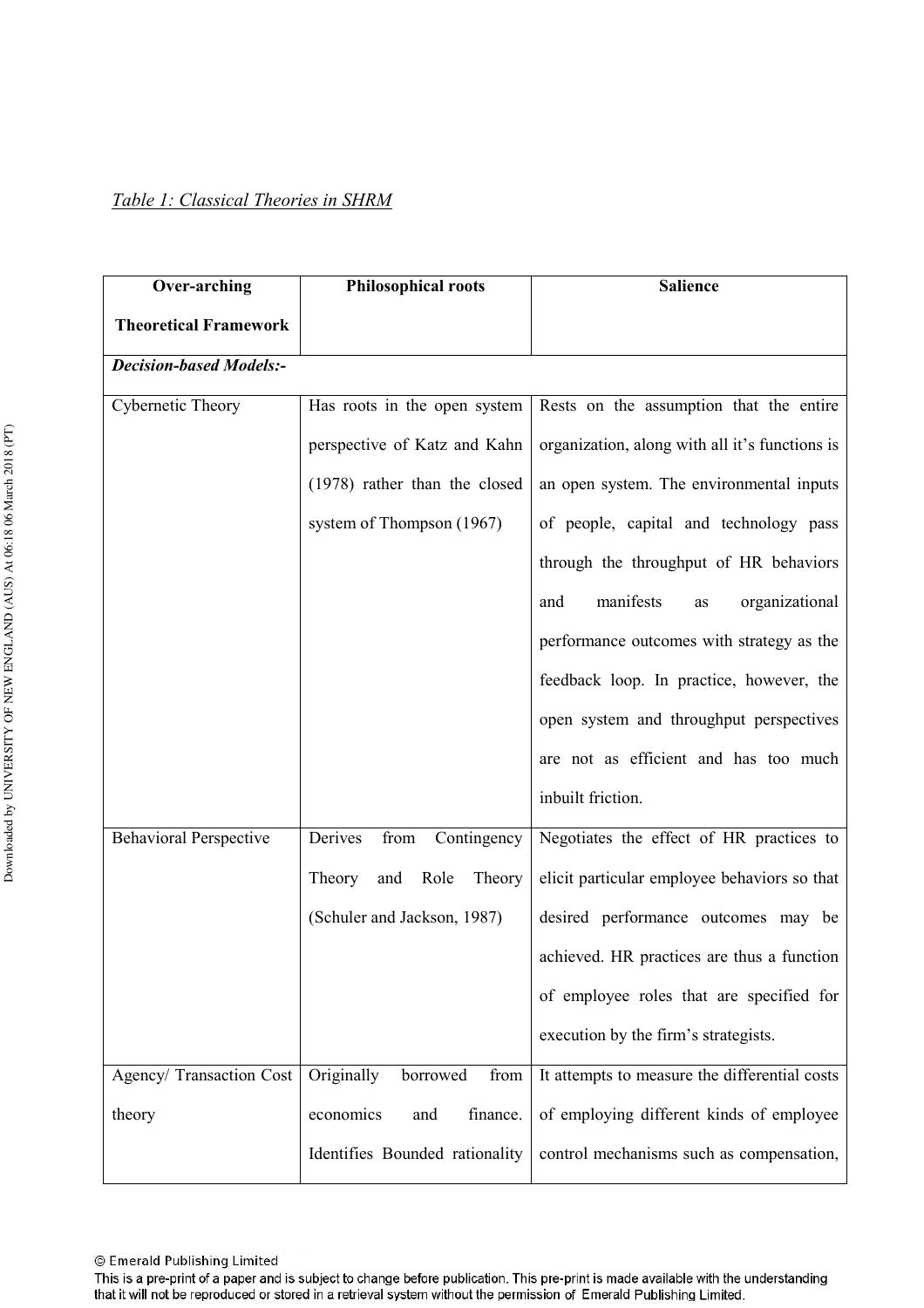*Table 1: Classical Theories in SHRM*

| Over-arching Theoretical Framework | Philosophical roots | Salience |
|---|---|---|
| ***Decision-based Models:-*** | | |
| Cybernetic Theory | Has roots in the open system perspective of Katz and Kahn (1978) rather than the closed system of Thompson (1967) | Rests on the assumption that the entire organization, along with all it's functions is an open system. The environmental inputs of people, capital and technology pass through the throughput of HR behaviors and manifests as organizational performance outcomes with strategy as the feedback loop. In practice, however, the open system and throughput perspectives are not as efficient and has too much inbuilt friction. |
| Behavioral Perspective | Derives from Contingency Theory and Role Theory (Schuler and Jackson, 1987) | Negotiates the effect of HR practices to elicit particular employee behaviors so that desired performance outcomes may be achieved. HR practices are thus a function of employee roles that are specified for execution by the firm's strategists. |
| Agency/ Transaction Cost theory | Originally borrowed from economics and finance. Identifies Bounded rationality | It attempts to measure the differential costs of employing different kinds of employee control mechanisms such as compensation, |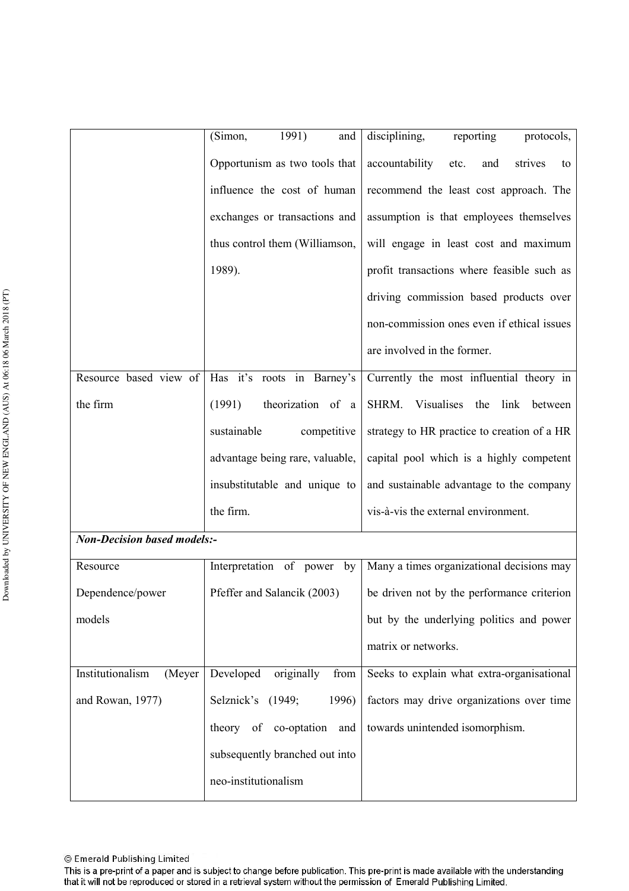| | | |
|---|---|---|
| | (Simon, 1991) and Opportunism as two tools that influence the cost of human exchanges or transactions and thus control them (Williamson, 1989). | disciplining, reporting protocols, accountability etc. and strives to recommend the least cost approach. The assumption is that employees themselves will engage in least cost and maximum profit transactions where feasible such as driving commission based products over non-commission ones even if ethical issues are involved in the former. |
| Resource based view of the firm | Has it's roots in Barney's (1991) theorization of a sustainable competitive advantage being rare, valuable, insubstitutable and unique to the firm. | Currently the most influential theory in SHRM. Visualises the link between strategy to HR practice to creation of a HR capital pool which is a highly competent and sustainable advantage to the company vis-à-vis the external environment. |
| ***Non-Decision based models:-*** | | |
| Resource Dependence/power models | Interpretation of power by Pfeffer and Salancik (2003) | Many a times organizational decisions may be driven not by the performance criterion but by the underlying politics and power matrix or networks. |
| Institutionalism (Meyer and Rowan, 1977) | Developed originally from Selznick's (1949; 1996) theory of co-optation and subsequently branched out into neo-institutionalism | Seeks to explain what extra-organisational factors may drive organizations over time towards unintended isomorphism. |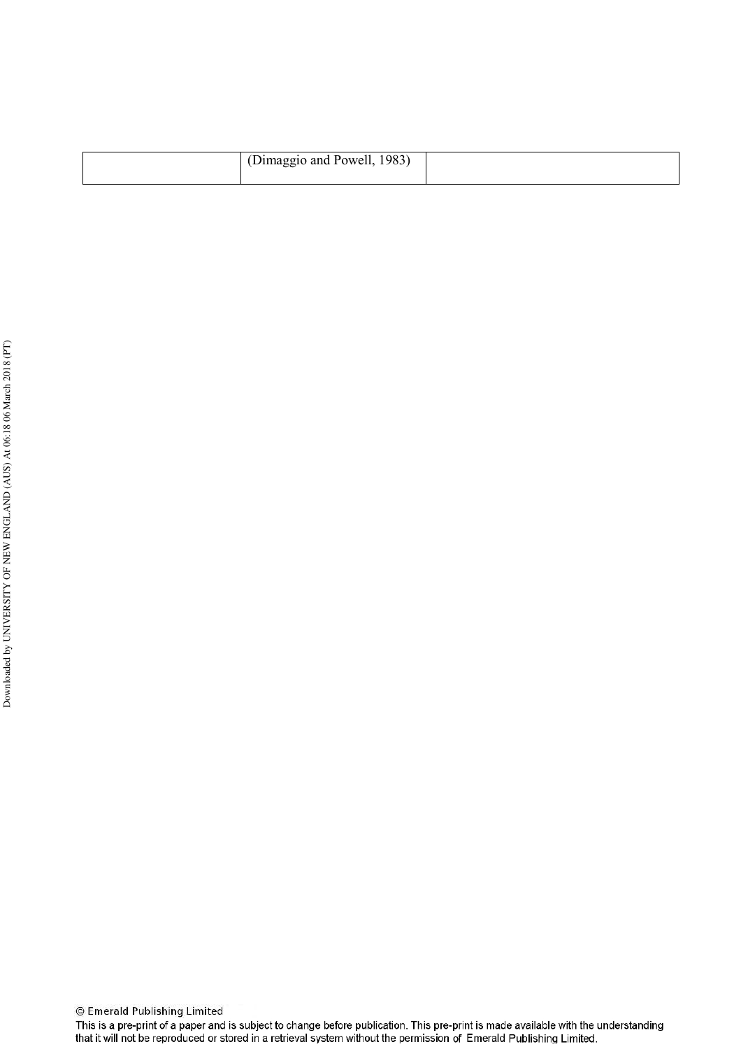|  | (Dimaggio and Powell, 1983) |  |
| --- | --- | --- |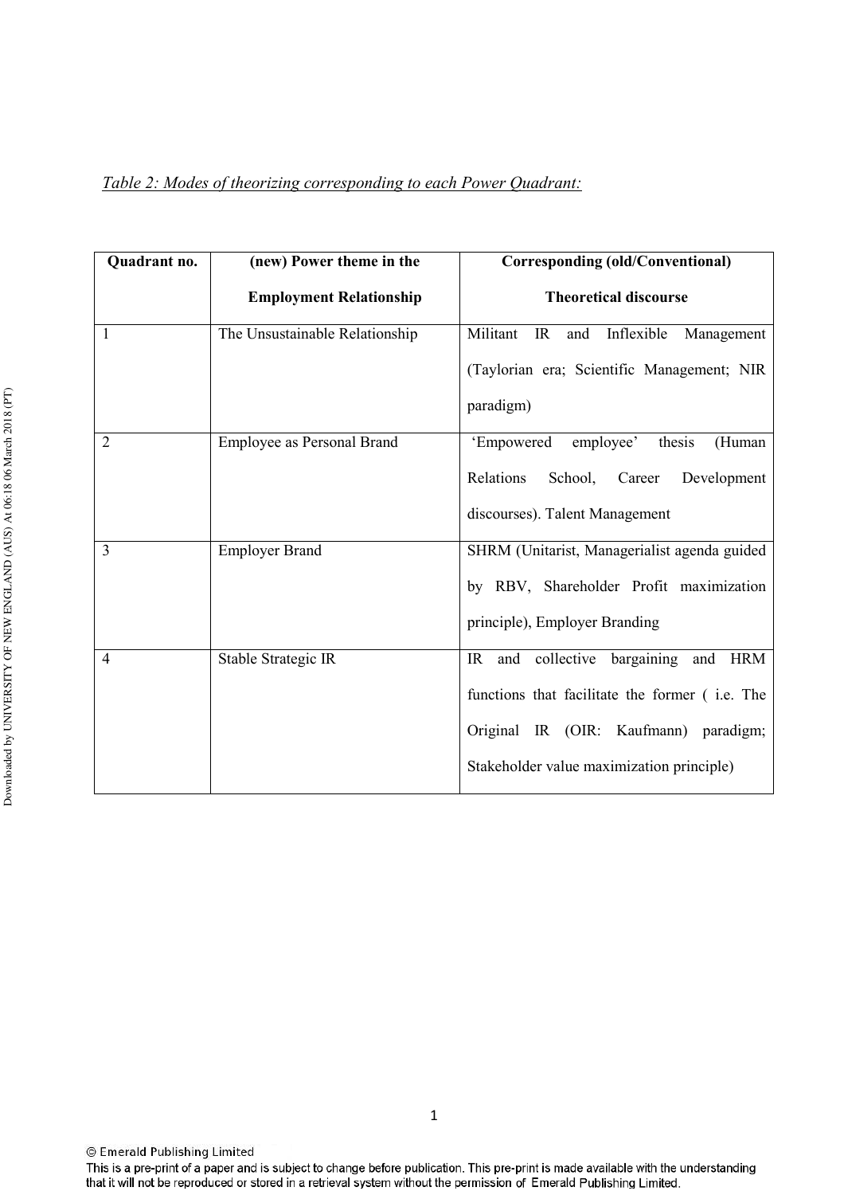*Table 2: Modes of theorizing corresponding to each Power Quadrant:*

| Quadrant no. | (new) Power theme in the Employment Relationship | Corresponding (old/Conventional) Theoretical discourse |
|---|---|---|
| 1 | The Unsustainable Relationship | Militant IR and Inflexible Management (Taylorian era; Scientific Management; NIR paradigm) |
| 2 | Employee as Personal Brand | 'Empowered employee' thesis (Human Relations School, Career Development discourses). Talent Management |
| 3 | Employer Brand | SHRM (Unitarist, Managerialist agenda guided by RBV, Shareholder Profit maximization principle), Employer Branding |
| 4 | Stable Strategic IR | IR and collective bargaining and HRM functions that facilitate the former ( i.e. The Original IR (OIR: Kaufmann) paradigm; Stakeholder value maximization principle) |